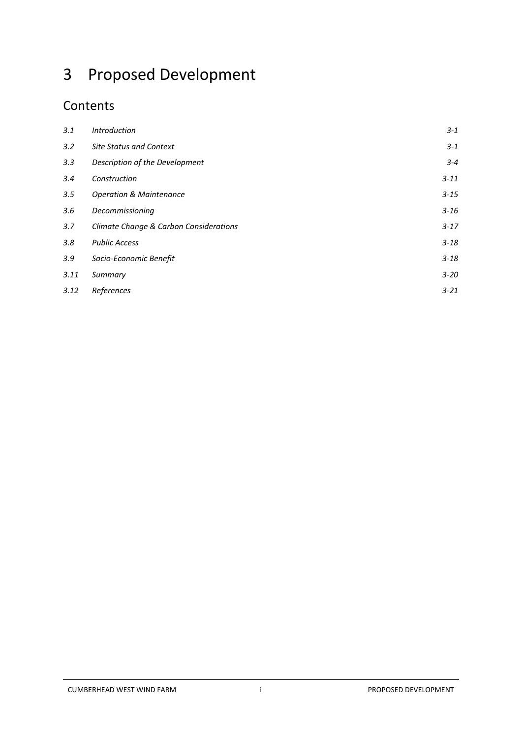# 3 Proposed Development

## Contents

| | | |
|---|---|---|
| *3.1* | *Introduction* | *3-1* |
| *3.2* | *Site Status and Context* | *3-1* |
| *3.3* | *Description of the Development* | *3-4* |
| *3.4* | *Construction* | *3-11* |
| *3.5* | *Operation & Maintenance* | *3-15* |
| *3.6* | *Decommissioning* | *3-16* |
| *3.7* | *Climate Change & Carbon Considerations* | *3-17* |
| *3.8* | *Public Access* | *3-18* |
| *3.9* | *Socio-Economic Benefit* | *3-18* |
| *3.11* | *Summary* | *3-20* |
| *3.12* | *References* | *3-21* |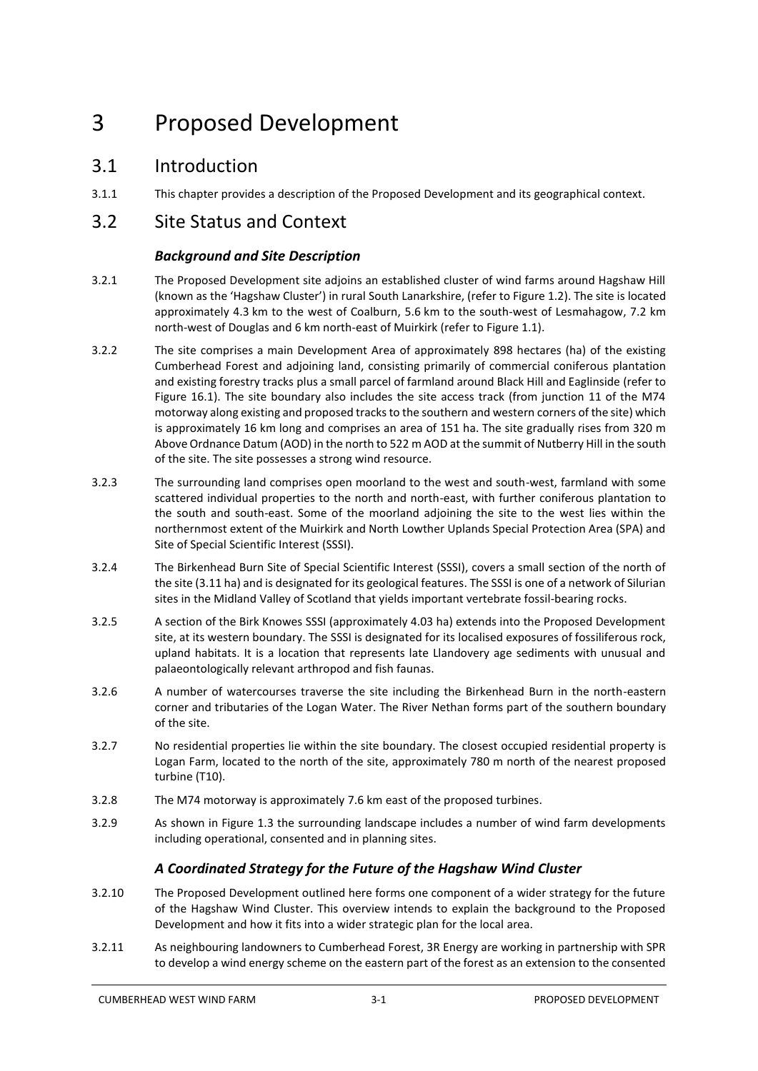# 3 Proposed Development

## 3.1 Introduction

3.1.1 This chapter provides a description of the Proposed Development and its geographical context.

## 3.2 Site Status and Context

### *Background and Site Description*

3.2.1 The Proposed Development site adjoins an established cluster of wind farms around Hagshaw Hill (known as the 'Hagshaw Cluster') in rural South Lanarkshire, (refer to Figure 1.2). The site is located approximately 4.3 km to the west of Coalburn, 5.6 km to the south-west of Lesmahagow, 7.2 km north-west of Douglas and 6 km north-east of Muirkirk (refer to Figure 1.1).

3.2.2 The site comprises a main Development Area of approximately 898 hectares (ha) of the existing Cumberhead Forest and adjoining land, consisting primarily of commercial coniferous plantation and existing forestry tracks plus a small parcel of farmland around Black Hill and Eaglinside (refer to Figure 16.1). The site boundary also includes the site access track (from junction 11 of the M74 motorway along existing and proposed tracks to the southern and western corners of the site) which is approximately 16 km long and comprises an area of 151 ha. The site gradually rises from 320 m Above Ordnance Datum (AOD) in the north to 522 m AOD at the summit of Nutberry Hill in the south of the site. The site possesses a strong wind resource.

3.2.3 The surrounding land comprises open moorland to the west and south-west, farmland with some scattered individual properties to the north and north-east, with further coniferous plantation to the south and south-east. Some of the moorland adjoining the site to the west lies within the northernmost extent of the Muirkirk and North Lowther Uplands Special Protection Area (SPA) and Site of Special Scientific Interest (SSSI).

3.2.4 The Birkenhead Burn Site of Special Scientific Interest (SSSI), covers a small section of the north of the site (3.11 ha) and is designated for its geological features. The SSSI is one of a network of Silurian sites in the Midland Valley of Scotland that yields important vertebrate fossil-bearing rocks.

3.2.5 A section of the Birk Knowes SSSI (approximately 4.03 ha) extends into the Proposed Development site, at its western boundary. The SSSI is designated for its localised exposures of fossiliferous rock, upland habitats. It is a location that represents late Llandovery age sediments with unusual and palaeontologically relevant arthropod and fish faunas.

3.2.6 A number of watercourses traverse the site including the Birkenhead Burn in the north-eastern corner and tributaries of the Logan Water. The River Nethan forms part of the southern boundary of the site.

3.2.7 No residential properties lie within the site boundary. The closest occupied residential property is Logan Farm, located to the north of the site, approximately 780 m north of the nearest proposed turbine (T10).

3.2.8 The M74 motorway is approximately 7.6 km east of the proposed turbines.

3.2.9 As shown in Figure 1.3 the surrounding landscape includes a number of wind farm developments including operational, consented and in planning sites.

### *A Coordinated Strategy for the Future of the Hagshaw Wind Cluster*

3.2.10 The Proposed Development outlined here forms one component of a wider strategy for the future of the Hagshaw Wind Cluster. This overview intends to explain the background to the Proposed Development and how it fits into a wider strategic plan for the local area.

3.2.11 As neighbouring landowners to Cumberhead Forest, 3R Energy are working in partnership with SPR to develop a wind energy scheme on the eastern part of the forest as an extension to the consented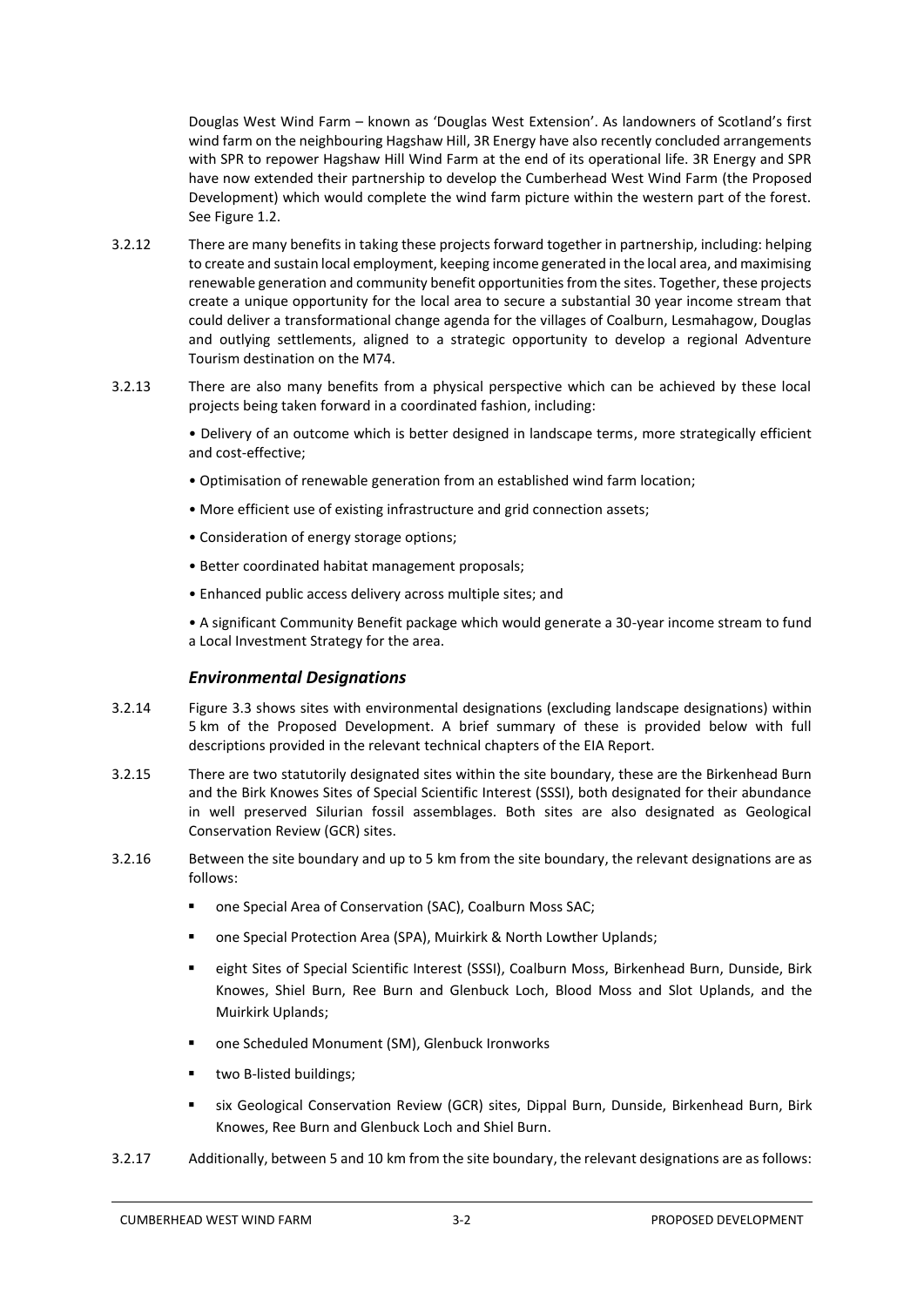Douglas West Wind Farm – known as 'Douglas West Extension'. As landowners of Scotland's first wind farm on the neighbouring Hagshaw Hill, 3R Energy have also recently concluded arrangements with SPR to repower Hagshaw Hill Wind Farm at the end of its operational life. 3R Energy and SPR have now extended their partnership to develop the Cumberhead West Wind Farm (the Proposed Development) which would complete the wind farm picture within the western part of the forest. See Figure 1.2.

3.2.12 There are many benefits in taking these projects forward together in partnership, including: helping to create and sustain local employment, keeping income generated in the local area, and maximising renewable generation and community benefit opportunities from the sites. Together, these projects create a unique opportunity for the local area to secure a substantial 30 year income stream that could deliver a transformational change agenda for the villages of Coalburn, Lesmahagow, Douglas and outlying settlements, aligned to a strategic opportunity to develop a regional Adventure Tourism destination on the M74.

3.2.13 There are also many benefits from a physical perspective which can be achieved by these local projects being taken forward in a coordinated fashion, including:

- Delivery of an outcome which is better designed in landscape terms, more strategically efficient and cost-effective;
- Optimisation of renewable generation from an established wind farm location;
- More efficient use of existing infrastructure and grid connection assets;
- Consideration of energy storage options;
- Better coordinated habitat management proposals;
- Enhanced public access delivery across multiple sites; and
- A significant Community Benefit package which would generate a 30-year income stream to fund a Local Investment Strategy for the area.

### *Environmental Designations*

3.2.14 Figure 3.3 shows sites with environmental designations (excluding landscape designations) within 5 km of the Proposed Development. A brief summary of these is provided below with full descriptions provided in the relevant technical chapters of the EIA Report.

3.2.15 There are two statutorily designated sites within the site boundary, these are the Birkenhead Burn and the Birk Knowes Sites of Special Scientific Interest (SSSI), both designated for their abundance in well preserved Silurian fossil assemblages. Both sites are also designated as Geological Conservation Review (GCR) sites.

3.2.16 Between the site boundary and up to 5 km from the site boundary, the relevant designations are as follows:

- one Special Area of Conservation (SAC), Coalburn Moss SAC;
- one Special Protection Area (SPA), Muirkirk & North Lowther Uplands;
- eight Sites of Special Scientific Interest (SSSI), Coalburn Moss, Birkenhead Burn, Dunside, Birk Knowes, Shiel Burn, Ree Burn and Glenbuck Loch, Blood Moss and Slot Uplands, and the Muirkirk Uplands;
- one Scheduled Monument (SM), Glenbuck Ironworks
- two B-listed buildings;
- six Geological Conservation Review (GCR) sites, Dippal Burn, Dunside, Birkenhead Burn, Birk Knowes, Ree Burn and Glenbuck Loch and Shiel Burn.

3.2.17 Additionally, between 5 and 10 km from the site boundary, the relevant designations are as follows: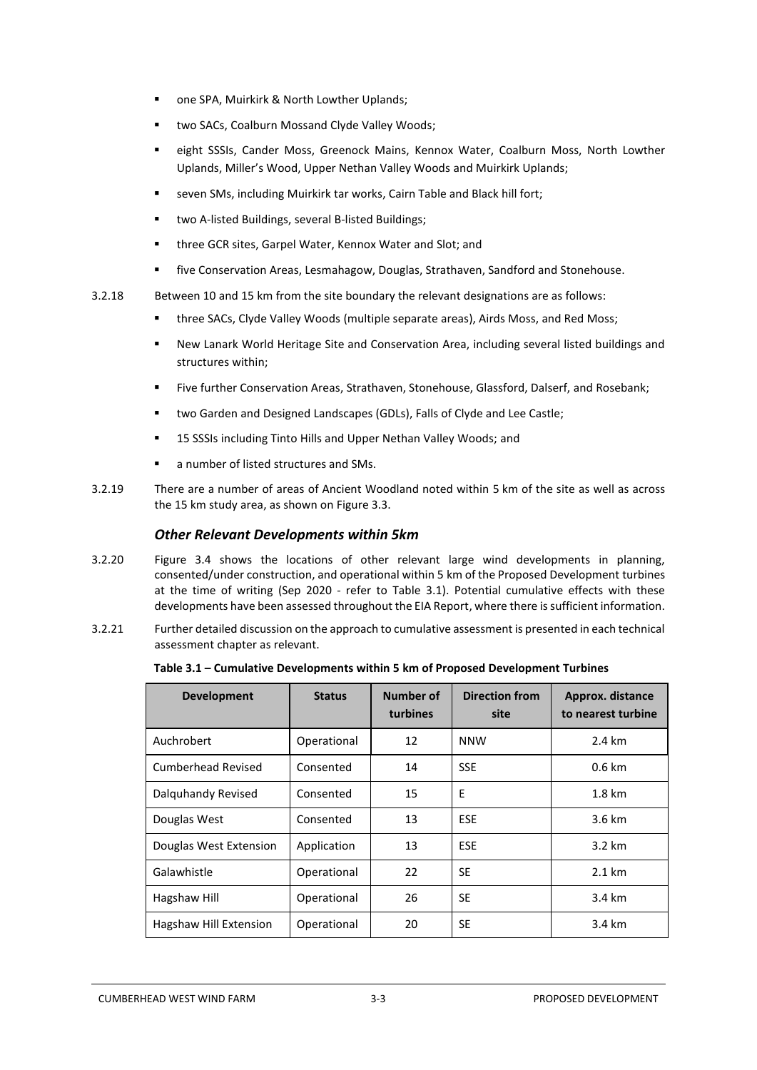- one SPA, Muirkirk & North Lowther Uplands;
- two SACs, Coalburn Mossand Clyde Valley Woods;
- eight SSSIs, Cander Moss, Greenock Mains, Kennox Water, Coalburn Moss, North Lowther Uplands, Miller's Wood, Upper Nethan Valley Woods and Muirkirk Uplands;
- seven SMs, including Muirkirk tar works, Cairn Table and Black hill fort;
- two A-listed Buildings, several B-listed Buildings;
- three GCR sites, Garpel Water, Kennox Water and Slot; and
- five Conservation Areas, Lesmahagow, Douglas, Strathaven, Sandford and Stonehouse.

3.2.18 Between 10 and 15 km from the site boundary the relevant designations are as follows:

- three SACs, Clyde Valley Woods (multiple separate areas), Airds Moss, and Red Moss;
- New Lanark World Heritage Site and Conservation Area, including several listed buildings and structures within;
- Five further Conservation Areas, Strathaven, Stonehouse, Glassford, Dalserf, and Rosebank;
- two Garden and Designed Landscapes (GDLs), Falls of Clyde and Lee Castle;
- 15 SSSIs including Tinto Hills and Upper Nethan Valley Woods; and
- a number of listed structures and SMs.

3.2.19 There are a number of areas of Ancient Woodland noted within 5 km of the site as well as across the 15 km study area, as shown on Figure 3.3.

### *Other Relevant Developments within 5km*

3.2.20 Figure 3.4 shows the locations of other relevant large wind developments in planning, consented/under construction, and operational within 5 km of the Proposed Development turbines at the time of writing (Sep 2020 - refer to Table 3.1). Potential cumulative effects with these developments have been assessed throughout the EIA Report, where there is sufficient information.

3.2.21 Further detailed discussion on the approach to cumulative assessment is presented in each technical assessment chapter as relevant.

**Table 3.1 – Cumulative Developments within 5 km of Proposed Development Turbines**

| Development | Status | Number of turbines | Direction from site | Approx. distance to nearest turbine |
|---|---|---|---|---|
| Auchrobert | Operational | 12 | NNW | 2.4 km |
| Cumberhead Revised | Consented | 14 | SSE | 0.6 km |
| Dalquhandy Revised | Consented | 15 | E | 1.8 km |
| Douglas West | Consented | 13 | ESE | 3.6 km |
| Douglas West Extension | Application | 13 | ESE | 3.2 km |
| Galawhistle | Operational | 22 | SE | 2.1 km |
| Hagshaw Hill | Operational | 26 | SE | 3.4 km |
| Hagshaw Hill Extension | Operational | 20 | SE | 3.4 km |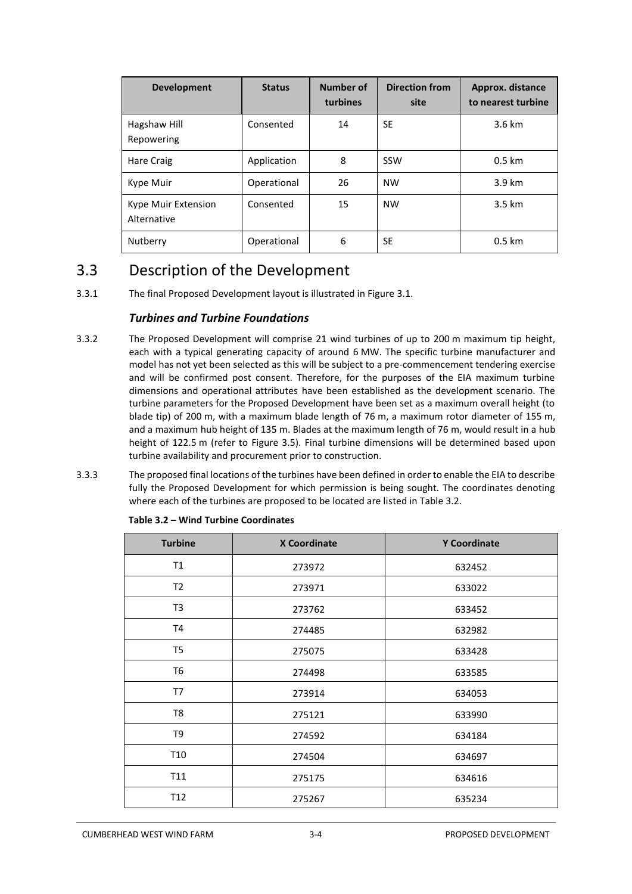| Development | Status | Number of turbines | Direction from site | Approx. distance to nearest turbine |
|---|---|---|---|---|
| Hagshaw Hill Repowering | Consented | 14 | SE | 3.6 km |
| Hare Craig | Application | 8 | SSW | 0.5 km |
| Kype Muir | Operational | 26 | NW | 3.9 km |
| Kype Muir Extension Alternative | Consented | 15 | NW | 3.5 km |
| Nutberry | Operational | 6 | SE | 0.5 km |

## 3.3 Description of the Development

3.3.1 The final Proposed Development layout is illustrated in Figure 3.1.

### *Turbines and Turbine Foundations*

3.3.2 The Proposed Development will comprise 21 wind turbines of up to 200 m maximum tip height, each with a typical generating capacity of around 6 MW. The specific turbine manufacturer and model has not yet been selected as this will be subject to a pre-commencement tendering exercise and will be confirmed post consent. Therefore, for the purposes of the EIA maximum turbine dimensions and operational attributes have been established as the development scenario. The turbine parameters for the Proposed Development have been set as a maximum overall height (to blade tip) of 200 m, with a maximum blade length of 76 m, a maximum rotor diameter of 155 m, and a maximum hub height of 135 m. Blades at the maximum length of 76 m, would result in a hub height of 122.5 m (refer to Figure 3.5). Final turbine dimensions will be determined based upon turbine availability and procurement prior to construction.

3.3.3 The proposed final locations of the turbines have been defined in order to enable the EIA to describe fully the Proposed Development for which permission is being sought. The coordinates denoting where each of the turbines are proposed to be located are listed in Table 3.2.

**Table 3.2 – Wind Turbine Coordinates**

| Turbine | X Coordinate | Y Coordinate |
|---|---|---|
| T1 | 273972 | 632452 |
| T2 | 273971 | 633022 |
| T3 | 273762 | 633452 |
| T4 | 274485 | 632982 |
| T5 | 275075 | 633428 |
| T6 | 274498 | 633585 |
| T7 | 273914 | 634053 |
| T8 | 275121 | 633990 |
| T9 | 274592 | 634184 |
| T10 | 274504 | 634697 |
| T11 | 275175 | 634616 |
| T12 | 275267 | 635234 |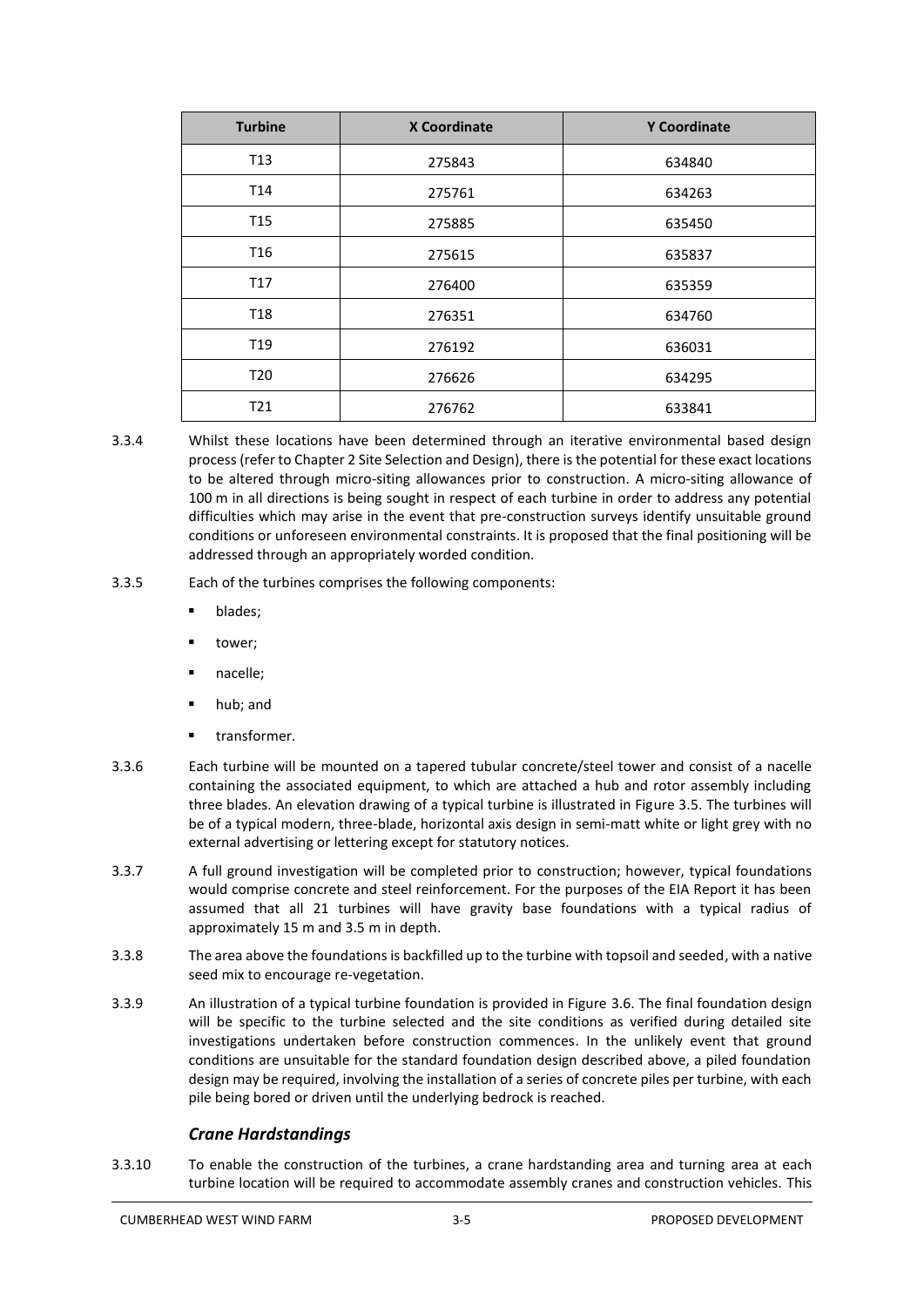| Turbine | X Coordinate | Y Coordinate |
|---|---|---|
| T13 | 275843 | 634840 |
| T14 | 275761 | 634263 |
| T15 | 275885 | 635450 |
| T16 | 275615 | 635837 |
| T17 | 276400 | 635359 |
| T18 | 276351 | 634760 |
| T19 | 276192 | 636031 |
| T20 | 276626 | 634295 |
| T21 | 276762 | 633841 |

3.3.4 Whilst these locations have been determined through an iterative environmental based design process (refer to Chapter 2 Site Selection and Design), there is the potential for these exact locations to be altered through micro-siting allowances prior to construction. A micro-siting allowance of 100 m in all directions is being sought in respect of each turbine in order to address any potential difficulties which may arise in the event that pre-construction surveys identify unsuitable ground conditions or unforeseen environmental constraints. It is proposed that the final positioning will be addressed through an appropriately worded condition.

3.3.5 Each of the turbines comprises the following components:

- blades;
- tower;
- nacelle;
- hub; and
- transformer.

3.3.6 Each turbine will be mounted on a tapered tubular concrete/steel tower and consist of a nacelle containing the associated equipment, to which are attached a hub and rotor assembly including three blades. An elevation drawing of a typical turbine is illustrated in Figure 3.5. The turbines will be of a typical modern, three-blade, horizontal axis design in semi-matt white or light grey with no external advertising or lettering except for statutory notices.

3.3.7 A full ground investigation will be completed prior to construction; however, typical foundations would comprise concrete and steel reinforcement. For the purposes of the EIA Report it has been assumed that all 21 turbines will have gravity base foundations with a typical radius of approximately 15 m and 3.5 m in depth.

3.3.8 The area above the foundations is backfilled up to the turbine with topsoil and seeded, with a native seed mix to encourage re-vegetation.

3.3.9 An illustration of a typical turbine foundation is provided in Figure 3.6. The final foundation design will be specific to the turbine selected and the site conditions as verified during detailed site investigations undertaken before construction commences. In the unlikely event that ground conditions are unsuitable for the standard foundation design described above, a piled foundation design may be required, involving the installation of a series of concrete piles per turbine, with each pile being bored or driven until the underlying bedrock is reached.

### *Crane Hardstandings*

3.3.10 To enable the construction of the turbines, a crane hardstanding area and turning area at each turbine location will be required to accommodate assembly cranes and construction vehicles. This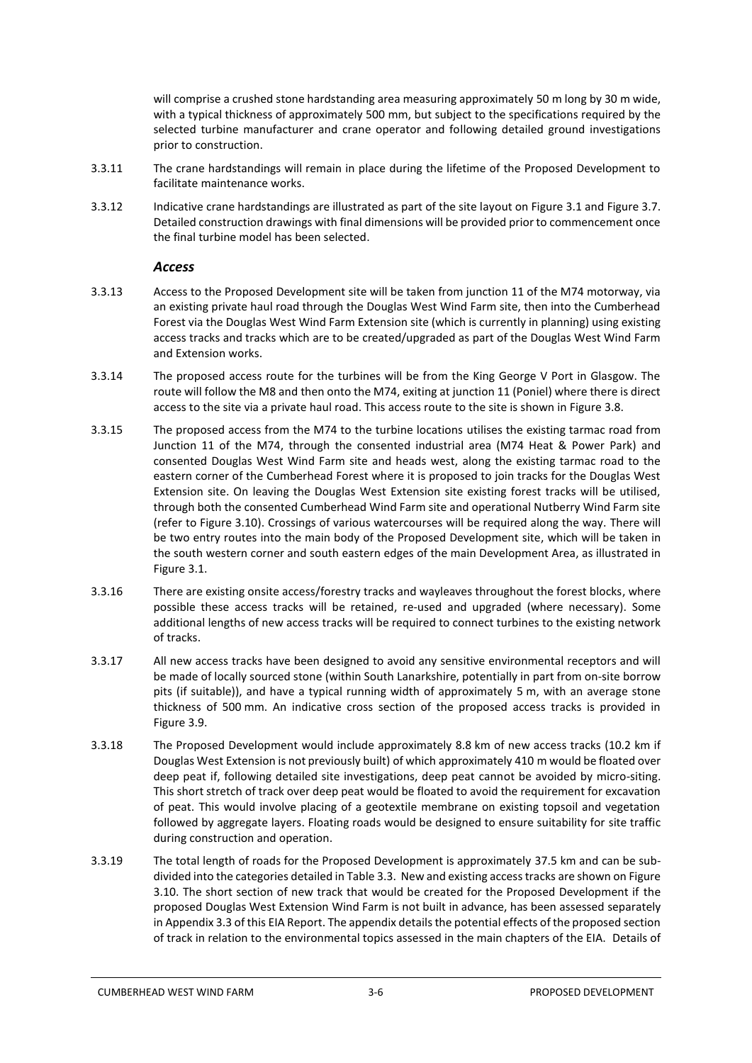will comprise a crushed stone hardstanding area measuring approximately 50 m long by 30 m wide, with a typical thickness of approximately 500 mm, but subject to the specifications required by the selected turbine manufacturer and crane operator and following detailed ground investigations prior to construction.

3.3.11 The crane hardstandings will remain in place during the lifetime of the Proposed Development to facilitate maintenance works.

3.3.12 Indicative crane hardstandings are illustrated as part of the site layout on Figure 3.1 and Figure 3.7. Detailed construction drawings with final dimensions will be provided prior to commencement once the final turbine model has been selected.

### *Access*

3.3.13 Access to the Proposed Development site will be taken from junction 11 of the M74 motorway, via an existing private haul road through the Douglas West Wind Farm site, then into the Cumberhead Forest via the Douglas West Wind Farm Extension site (which is currently in planning) using existing access tracks and tracks which are to be created/upgraded as part of the Douglas West Wind Farm and Extension works.

3.3.14 The proposed access route for the turbines will be from the King George V Port in Glasgow. The route will follow the M8 and then onto the M74, exiting at junction 11 (Poniel) where there is direct access to the site via a private haul road. This access route to the site is shown in Figure 3.8.

3.3.15 The proposed access from the M74 to the turbine locations utilises the existing tarmac road from Junction 11 of the M74, through the consented industrial area (M74 Heat & Power Park) and consented Douglas West Wind Farm site and heads west, along the existing tarmac road to the eastern corner of the Cumberhead Forest where it is proposed to join tracks for the Douglas West Extension site. On leaving the Douglas West Extension site existing forest tracks will be utilised, through both the consented Cumberhead Wind Farm site and operational Nutberry Wind Farm site (refer to Figure 3.10). Crossings of various watercourses will be required along the way. There will be two entry routes into the main body of the Proposed Development site, which will be taken in the south western corner and south eastern edges of the main Development Area, as illustrated in Figure 3.1.

3.3.16 There are existing onsite access/forestry tracks and wayleaves throughout the forest blocks, where possible these access tracks will be retained, re-used and upgraded (where necessary). Some additional lengths of new access tracks will be required to connect turbines to the existing network of tracks.

3.3.17 All new access tracks have been designed to avoid any sensitive environmental receptors and will be made of locally sourced stone (within South Lanarkshire, potentially in part from on-site borrow pits (if suitable)), and have a typical running width of approximately 5 m, with an average stone thickness of 500 mm. An indicative cross section of the proposed access tracks is provided in Figure 3.9.

3.3.18 The Proposed Development would include approximately 8.8 km of new access tracks (10.2 km if Douglas West Extension is not previously built) of which approximately 410 m would be floated over deep peat if, following detailed site investigations, deep peat cannot be avoided by micro-siting. This short stretch of track over deep peat would be floated to avoid the requirement for excavation of peat. This would involve placing of a geotextile membrane on existing topsoil and vegetation followed by aggregate layers. Floating roads would be designed to ensure suitability for site traffic during construction and operation.

3.3.19 The total length of roads for the Proposed Development is approximately 37.5 km and can be sub-divided into the categories detailed in Table 3.3. New and existing access tracks are shown on Figure 3.10. The short section of new track that would be created for the Proposed Development if the proposed Douglas West Extension Wind Farm is not built in advance, has been assessed separately in Appendix 3.3 of this EIA Report. The appendix details the potential effects of the proposed section of track in relation to the environmental topics assessed in the main chapters of the EIA. Details of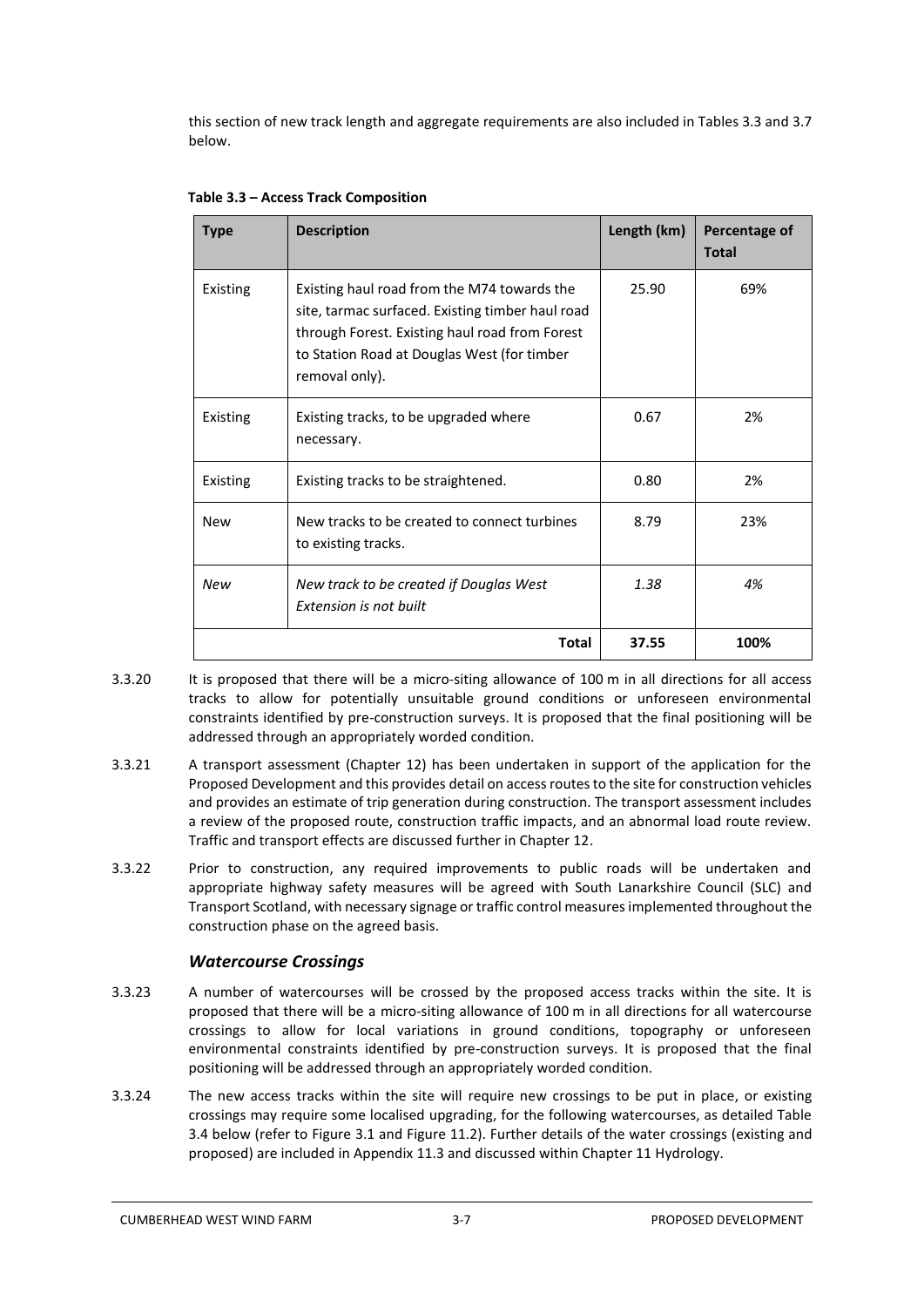this section of new track length and aggregate requirements are also included in Tables 3.3 and 3.7 below.

**Table 3.3 – Access Track Composition**

| Type | Description | Length (km) | Percentage of Total |
|---|---|---|---|
| Existing | Existing haul road from the M74 towards the site, tarmac surfaced. Existing timber haul road through Forest. Existing haul road from Forest to Station Road at Douglas West (for timber removal only). | 25.90 | 69% |
| Existing | Existing tracks, to be upgraded where necessary. | 0.67 | 2% |
| Existing | Existing tracks to be straightened. | 0.80 | 2% |
| New | New tracks to be created to connect turbines to existing tracks. | 8.79 | 23% |
| *New* | *New track to be created if Douglas West Extension is not built* | *1.38* | *4%* |
| | **Total** | **37.55** | **100%** |

3.3.20 It is proposed that there will be a micro-siting allowance of 100 m in all directions for all access tracks to allow for potentially unsuitable ground conditions or unforeseen environmental constraints identified by pre-construction surveys. It is proposed that the final positioning will be addressed through an appropriately worded condition.

3.3.21 A transport assessment (Chapter 12) has been undertaken in support of the application for the Proposed Development and this provides detail on access routes to the site for construction vehicles and provides an estimate of trip generation during construction. The transport assessment includes a review of the proposed route, construction traffic impacts, and an abnormal load route review. Traffic and transport effects are discussed further in Chapter 12.

3.3.22 Prior to construction, any required improvements to public roads will be undertaken and appropriate highway safety measures will be agreed with South Lanarkshire Council (SLC) and Transport Scotland, with necessary signage or traffic control measures implemented throughout the construction phase on the agreed basis.

### *Watercourse Crossings*

3.3.23 A number of watercourses will be crossed by the proposed access tracks within the site. It is proposed that there will be a micro-siting allowance of 100 m in all directions for all watercourse crossings to allow for local variations in ground conditions, topography or unforeseen environmental constraints identified by pre-construction surveys. It is proposed that the final positioning will be addressed through an appropriately worded condition.

3.3.24 The new access tracks within the site will require new crossings to be put in place, or existing crossings may require some localised upgrading, for the following watercourses, as detailed Table 3.4 below (refer to Figure 3.1 and Figure 11.2). Further details of the water crossings (existing and proposed) are included in Appendix 11.3 and discussed within Chapter 11 Hydrology.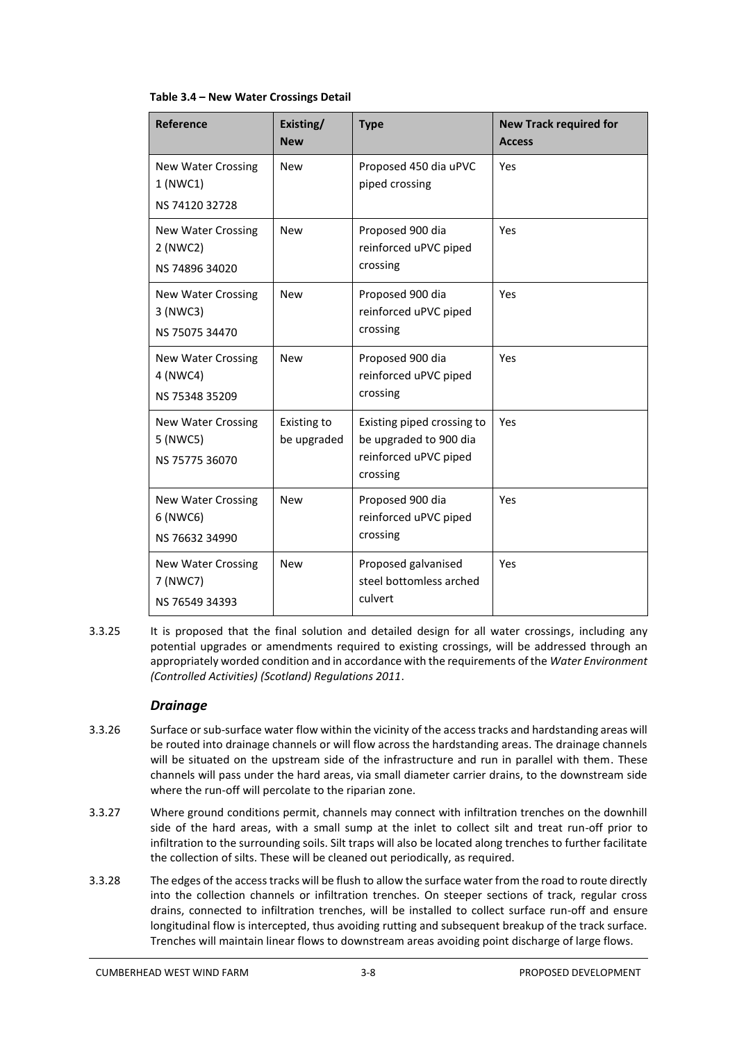**Table 3.4 – New Water Crossings Detail**

| Reference | Existing/ New | Type | New Track required for Access |
|---|---|---|---|
| New Water Crossing 1 (NWC1) NS 74120 32728 | New | Proposed 450 dia uPVC piped crossing | Yes |
| New Water Crossing 2 (NWC2) NS 74896 34020 | New | Proposed 900 dia reinforced uPVC piped crossing | Yes |
| New Water Crossing 3 (NWC3) NS 75075 34470 | New | Proposed 900 dia reinforced uPVC piped crossing | Yes |
| New Water Crossing 4 (NWC4) NS 75348 35209 | New | Proposed 900 dia reinforced uPVC piped crossing | Yes |
| New Water Crossing 5 (NWC5) NS 75775 36070 | Existing to be upgraded | Existing piped crossing to be upgraded to 900 dia reinforced uPVC piped crossing | Yes |
| New Water Crossing 6 (NWC6) NS 76632 34990 | New | Proposed 900 dia reinforced uPVC piped crossing | Yes |
| New Water Crossing 7 (NWC7) NS 76549 34393 | New | Proposed galvanised steel bottomless arched culvert | Yes |

3.3.25 It is proposed that the final solution and detailed design for all water crossings, including any potential upgrades or amendments required to existing crossings, will be addressed through an appropriately worded condition and in accordance with the requirements of the *Water Environment (Controlled Activities) (Scotland) Regulations 2011*.

### *Drainage*

3.3.26 Surface or sub-surface water flow within the vicinity of the access tracks and hardstanding areas will be routed into drainage channels or will flow across the hardstanding areas. The drainage channels will be situated on the upstream side of the infrastructure and run in parallel with them. These channels will pass under the hard areas, via small diameter carrier drains, to the downstream side where the run-off will percolate to the riparian zone.

3.3.27 Where ground conditions permit, channels may connect with infiltration trenches on the downhill side of the hard areas, with a small sump at the inlet to collect silt and treat run-off prior to infiltration to the surrounding soils. Silt traps will also be located along trenches to further facilitate the collection of silts. These will be cleaned out periodically, as required.

3.3.28 The edges of the access tracks will be flush to allow the surface water from the road to route directly into the collection channels or infiltration trenches. On steeper sections of track, regular cross drains, connected to infiltration trenches, will be installed to collect surface run-off and ensure longitudinal flow is intercepted, thus avoiding rutting and subsequent breakup of the track surface. Trenches will maintain linear flows to downstream areas avoiding point discharge of large flows.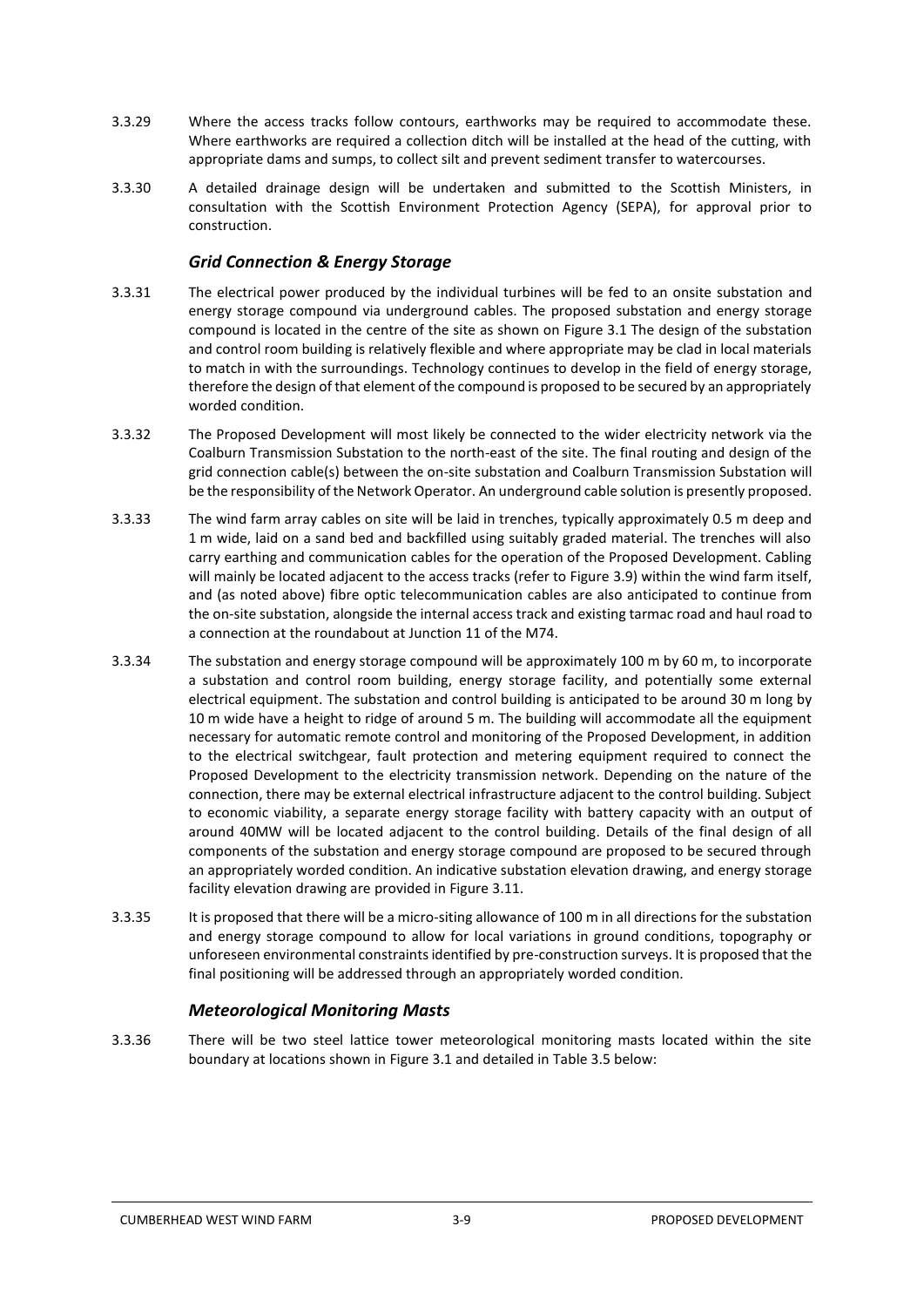3.3.29 Where the access tracks follow contours, earthworks may be required to accommodate these. Where earthworks are required a collection ditch will be installed at the head of the cutting, with appropriate dams and sumps, to collect silt and prevent sediment transfer to watercourses.

3.3.30 A detailed drainage design will be undertaken and submitted to the Scottish Ministers, in consultation with the Scottish Environment Protection Agency (SEPA), for approval prior to construction.

### *Grid Connection & Energy Storage*

3.3.31 The electrical power produced by the individual turbines will be fed to an onsite substation and energy storage compound via underground cables. The proposed substation and energy storage compound is located in the centre of the site as shown on Figure 3.1 The design of the substation and control room building is relatively flexible and where appropriate may be clad in local materials to match in with the surroundings. Technology continues to develop in the field of energy storage, therefore the design of that element of the compound is proposed to be secured by an appropriately worded condition.

3.3.32 The Proposed Development will most likely be connected to the wider electricity network via the Coalburn Transmission Substation to the north-east of the site. The final routing and design of the grid connection cable(s) between the on-site substation and Coalburn Transmission Substation will be the responsibility of the Network Operator. An underground cable solution is presently proposed.

3.3.33 The wind farm array cables on site will be laid in trenches, typically approximately 0.5 m deep and 1 m wide, laid on a sand bed and backfilled using suitably graded material. The trenches will also carry earthing and communication cables for the operation of the Proposed Development. Cabling will mainly be located adjacent to the access tracks (refer to Figure 3.9) within the wind farm itself, and (as noted above) fibre optic telecommunication cables are also anticipated to continue from the on-site substation, alongside the internal access track and existing tarmac road and haul road to a connection at the roundabout at Junction 11 of the M74.

3.3.34 The substation and energy storage compound will be approximately 100 m by 60 m, to incorporate a substation and control room building, energy storage facility, and potentially some external electrical equipment. The substation and control building is anticipated to be around 30 m long by 10 m wide have a height to ridge of around 5 m. The building will accommodate all the equipment necessary for automatic remote control and monitoring of the Proposed Development, in addition to the electrical switchgear, fault protection and metering equipment required to connect the Proposed Development to the electricity transmission network. Depending on the nature of the connection, there may be external electrical infrastructure adjacent to the control building. Subject to economic viability, a separate energy storage facility with battery capacity with an output of around 40MW will be located adjacent to the control building. Details of the final design of all components of the substation and energy storage compound are proposed to be secured through an appropriately worded condition. An indicative substation elevation drawing, and energy storage facility elevation drawing are provided in Figure 3.11.

3.3.35 It is proposed that there will be a micro-siting allowance of 100 m in all directions for the substation and energy storage compound to allow for local variations in ground conditions, topography or unforeseen environmental constraints identified by pre-construction surveys. It is proposed that the final positioning will be addressed through an appropriately worded condition.

### *Meteorological Monitoring Masts*

3.3.36 There will be two steel lattice tower meteorological monitoring masts located within the site boundary at locations shown in Figure 3.1 and detailed in Table 3.5 below: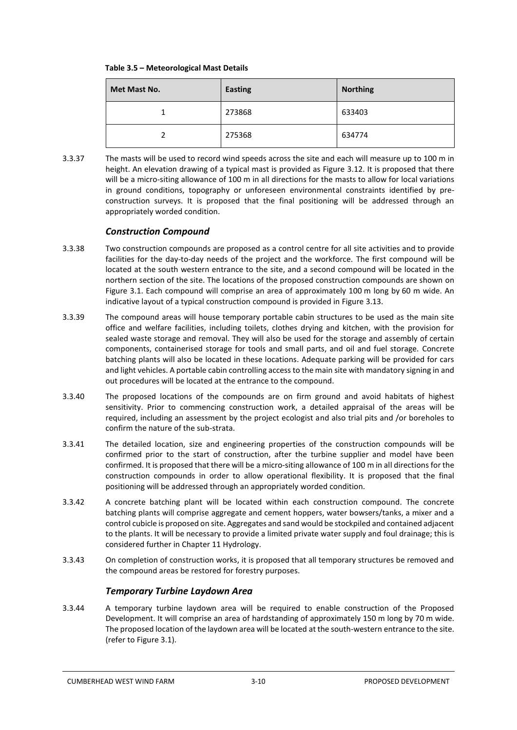**Table 3.5 – Meteorological Mast Details**

| Met Mast No. | Easting | Northing |
| --- | --- | --- |
| 1 | 273868 | 633403 |
| 2 | 275368 | 634774 |

3.3.37 The masts will be used to record wind speeds across the site and each will measure up to 100 m in height. An elevation drawing of a typical mast is provided as Figure 3.12. It is proposed that there will be a micro-siting allowance of 100 m in all directions for the masts to allow for local variations in ground conditions, topography or unforeseen environmental constraints identified by pre-construction surveys. It is proposed that the final positioning will be addressed through an appropriately worded condition.

### *Construction Compound*

3.3.38 Two construction compounds are proposed as a control centre for all site activities and to provide facilities for the day-to-day needs of the project and the workforce. The first compound will be located at the south western entrance to the site, and a second compound will be located in the northern section of the site. The locations of the proposed construction compounds are shown on Figure 3.1. Each compound will comprise an area of approximately 100 m long by 60 m wide. An indicative layout of a typical construction compound is provided in Figure 3.13.

3.3.39 The compound areas will house temporary portable cabin structures to be used as the main site office and welfare facilities, including toilets, clothes drying and kitchen, with the provision for sealed waste storage and removal. They will also be used for the storage and assembly of certain components, containerised storage for tools and small parts, and oil and fuel storage. Concrete batching plants will also be located in these locations. Adequate parking will be provided for cars and light vehicles. A portable cabin controlling access to the main site with mandatory signing in and out procedures will be located at the entrance to the compound.

3.3.40 The proposed locations of the compounds are on firm ground and avoid habitats of highest sensitivity. Prior to commencing construction work, a detailed appraisal of the areas will be required, including an assessment by the project ecologist and also trial pits and /or boreholes to confirm the nature of the sub-strata.

3.3.41 The detailed location, size and engineering properties of the construction compounds will be confirmed prior to the start of construction, after the turbine supplier and model have been confirmed. It is proposed that there will be a micro-siting allowance of 100 m in all directions for the construction compounds in order to allow operational flexibility. It is proposed that the final positioning will be addressed through an appropriately worded condition.

3.3.42 A concrete batching plant will be located within each construction compound. The concrete batching plants will comprise aggregate and cement hoppers, water bowsers/tanks, a mixer and a control cubicle is proposed on site. Aggregates and sand would be stockpiled and contained adjacent to the plants. It will be necessary to provide a limited private water supply and foul drainage; this is considered further in Chapter 11 Hydrology.

3.3.43 On completion of construction works, it is proposed that all temporary structures be removed and the compound areas be restored for forestry purposes.

### *Temporary Turbine Laydown Area*

3.3.44 A temporary turbine laydown area will be required to enable construction of the Proposed Development. It will comprise an area of hardstanding of approximately 150 m long by 70 m wide. The proposed location of the laydown area will be located at the south-western entrance to the site. (refer to Figure 3.1).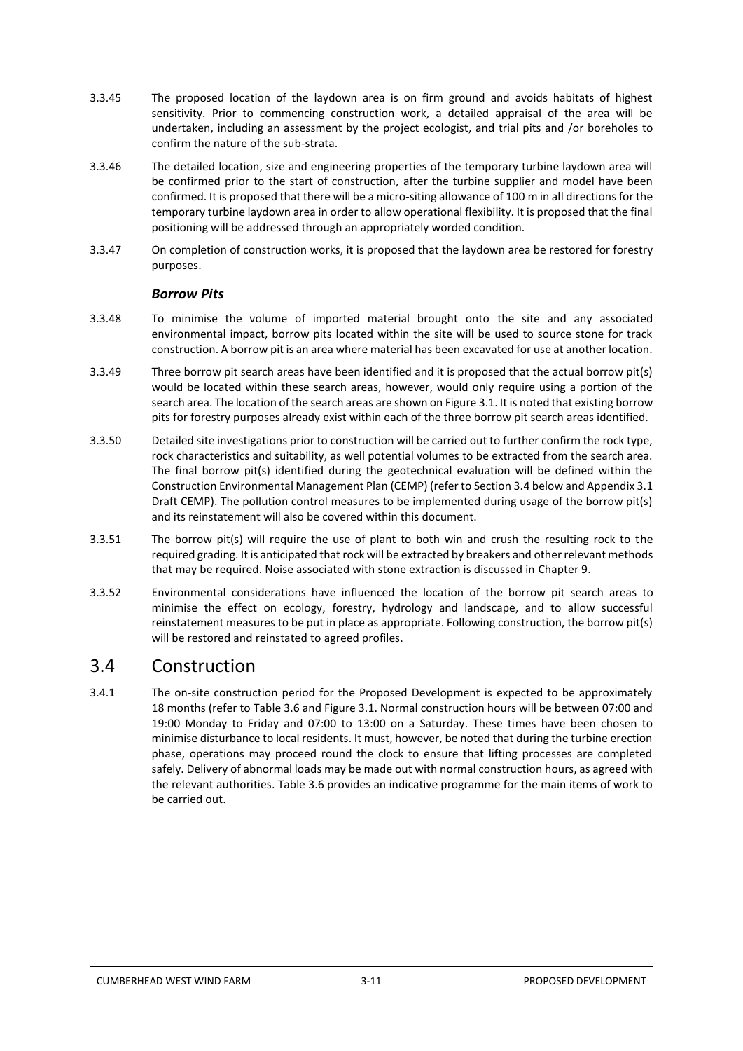3.3.45 The proposed location of the laydown area is on firm ground and avoids habitats of highest sensitivity. Prior to commencing construction work, a detailed appraisal of the area will be undertaken, including an assessment by the project ecologist, and trial pits and /or boreholes to confirm the nature of the sub-strata.

3.3.46 The detailed location, size and engineering properties of the temporary turbine laydown area will be confirmed prior to the start of construction, after the turbine supplier and model have been confirmed. It is proposed that there will be a micro-siting allowance of 100 m in all directions for the temporary turbine laydown area in order to allow operational flexibility. It is proposed that the final positioning will be addressed through an appropriately worded condition.

3.3.47 On completion of construction works, it is proposed that the laydown area be restored for forestry purposes.

### *Borrow Pits*

3.3.48 To minimise the volume of imported material brought onto the site and any associated environmental impact, borrow pits located within the site will be used to source stone for track construction. A borrow pit is an area where material has been excavated for use at another location.

3.3.49 Three borrow pit search areas have been identified and it is proposed that the actual borrow pit(s) would be located within these search areas, however, would only require using a portion of the search area. The location of the search areas are shown on Figure 3.1. It is noted that existing borrow pits for forestry purposes already exist within each of the three borrow pit search areas identified.

3.3.50 Detailed site investigations prior to construction will be carried out to further confirm the rock type, rock characteristics and suitability, as well potential volumes to be extracted from the search area. The final borrow pit(s) identified during the geotechnical evaluation will be defined within the Construction Environmental Management Plan (CEMP) (refer to Section 3.4 below and Appendix 3.1 Draft CEMP). The pollution control measures to be implemented during usage of the borrow pit(s) and its reinstatement will also be covered within this document.

3.3.51 The borrow pit(s) will require the use of plant to both win and crush the resulting rock to the required grading. It is anticipated that rock will be extracted by breakers and other relevant methods that may be required. Noise associated with stone extraction is discussed in Chapter 9.

3.3.52 Environmental considerations have influenced the location of the borrow pit search areas to minimise the effect on ecology, forestry, hydrology and landscape, and to allow successful reinstatement measures to be put in place as appropriate. Following construction, the borrow pit(s) will be restored and reinstated to agreed profiles.

## 3.4 Construction

3.4.1 The on-site construction period for the Proposed Development is expected to be approximately 18 months (refer to Table 3.6 and Figure 3.1. Normal construction hours will be between 07:00 and 19:00 Monday to Friday and 07:00 to 13:00 on a Saturday. These times have been chosen to minimise disturbance to local residents. It must, however, be noted that during the turbine erection phase, operations may proceed round the clock to ensure that lifting processes are completed safely. Delivery of abnormal loads may be made out with normal construction hours, as agreed with the relevant authorities. Table 3.6 provides an indicative programme for the main items of work to be carried out.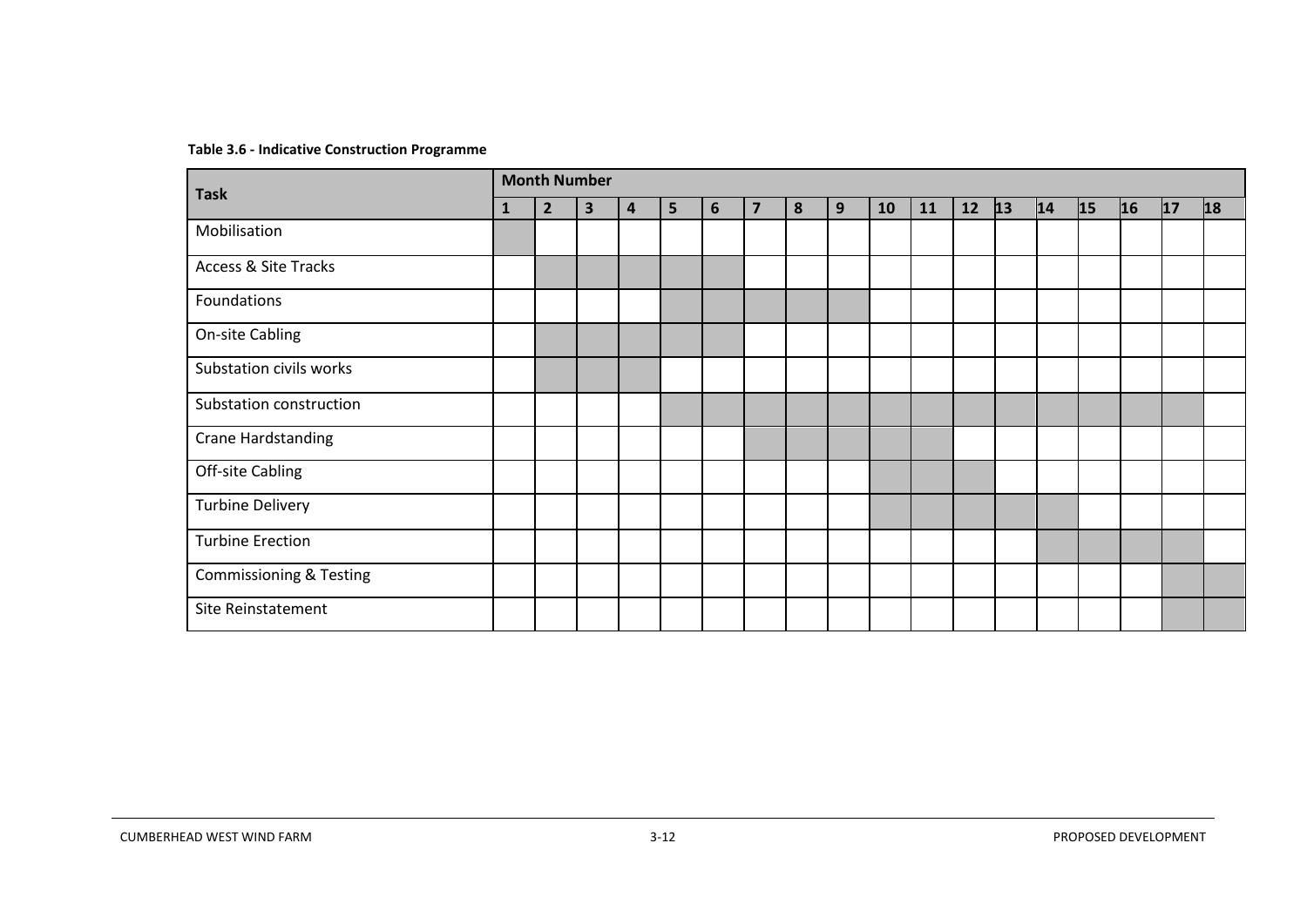**Table 3.6 - Indicative Construction Programme**

Shaded cells in the original chart are shown as ■.

| Task | Month Number | | | | | | | | | | | | | | | | | |
|---|---|---|---|---|---|---|---|---|---|---|---|---|---|---|---|---|---|---|
| | **1** | **2** | **3** | **4** | **5** | **6** | **7** | **8** | **9** | **10** | **11** | **12** | **13** | **14** | **15** | **16** | **17** | **18** |
| Mobilisation | ■ | | | | | | | | | | | | | | | | | |
| Access & Site Tracks | | ■ | ■ | ■ | ■ | ■ | | | | | | | | | | | | |
| Foundations | | | | | ■ | ■ | ■ | ■ | ■ | | | | | | | | | |
| On-site Cabling | | ■ | ■ | ■ | ■ | ■ | | | | | | | | | | | | |
| Substation civils works | | ■ | ■ | ■ | | | | | | | | | | | | | | |
| Substation construction | | | | | ■ | ■ | ■ | ■ | ■ | ■ | ■ | ■ | ■ | ■ | ■ | ■ | ■ | |
| Crane Hardstanding | | | | | | | ■ | ■ | ■ | ■ | ■ | | | | | | | |
| Off-site Cabling | | | | | | | | | | ■ | ■ | ■ | | | | | | |
| Turbine Delivery | | | | | | | | | | ■ | ■ | ■ | ■ | ■ | | | | |
| Turbine Erection | | | | | | | | | | | | | | ■ | ■ | ■ | ■ | |
| Commissioning & Testing | | | | | | | | | | | | | | | | | ■ | ■ |
| Site Reinstatement | | | | | | | | | | | | | | | | | ■ | ■ |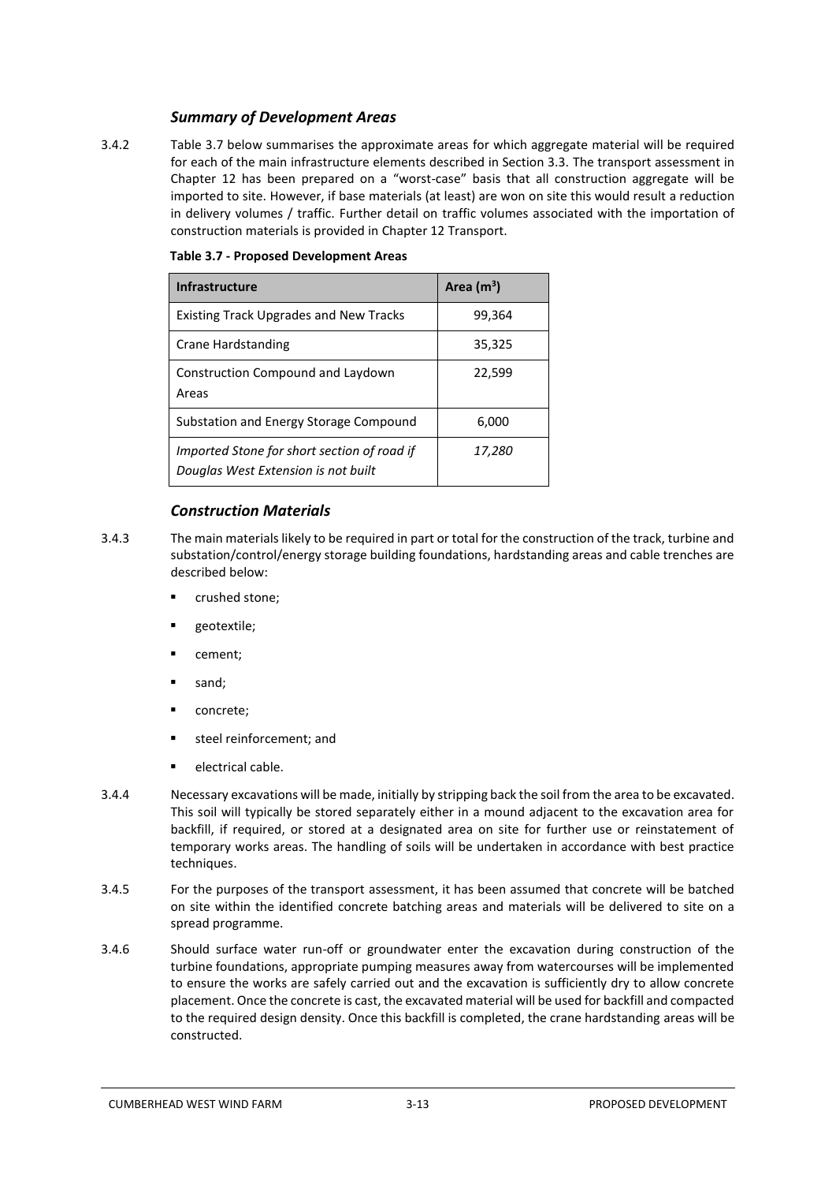### *Summary of Development Areas*

3.4.2 Table 3.7 below summarises the approximate areas for which aggregate material will be required for each of the main infrastructure elements described in Section 3.3. The transport assessment in Chapter 12 has been prepared on a "worst-case" basis that all construction aggregate will be imported to site. However, if base materials (at least) are won on site this would result a reduction in delivery volumes / traffic. Further detail on traffic volumes associated with the importation of construction materials is provided in Chapter 12 Transport.

**Table 3.7 - Proposed Development Areas**

| Infrastructure | Area ($m^3$) |
|---|---|
| Existing Track Upgrades and New Tracks | 99,364 |
| Crane Hardstanding | 35,325 |
| Construction Compound and Laydown Areas | 22,599 |
| Substation and Energy Storage Compound | 6,000 |
| *Imported Stone for short section of road if Douglas West Extension is not built* | *17,280* |

### *Construction Materials*

3.4.3 The main materials likely to be required in part or total for the construction of the track, turbine and substation/control/energy storage building foundations, hardstanding areas and cable trenches are described below:

- crushed stone;
- geotextile;
- cement;
- sand;
- concrete;
- steel reinforcement; and
- electrical cable.

3.4.4 Necessary excavations will be made, initially by stripping back the soil from the area to be excavated. This soil will typically be stored separately either in a mound adjacent to the excavation area for backfill, if required, or stored at a designated area on site for further use or reinstatement of temporary works areas. The handling of soils will be undertaken in accordance with best practice techniques.

3.4.5 For the purposes of the transport assessment, it has been assumed that concrete will be batched on site within the identified concrete batching areas and materials will be delivered to site on a spread programme.

3.4.6 Should surface water run-off or groundwater enter the excavation during construction of the turbine foundations, appropriate pumping measures away from watercourses will be implemented to ensure the works are safely carried out and the excavation is sufficiently dry to allow concrete placement. Once the concrete is cast, the excavated material will be used for backfill and compacted to the required design density. Once this backfill is completed, the crane hardstanding areas will be constructed.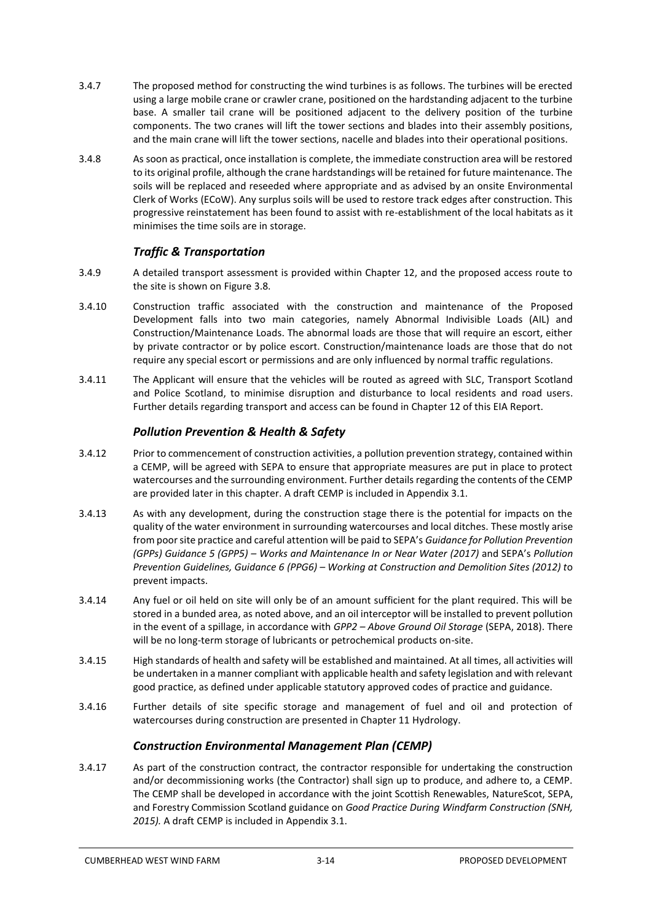3.4.7 The proposed method for constructing the wind turbines is as follows. The turbines will be erected using a large mobile crane or crawler crane, positioned on the hardstanding adjacent to the turbine base. A smaller tail crane will be positioned adjacent to the delivery position of the turbine components. The two cranes will lift the tower sections and blades into their assembly positions, and the main crane will lift the tower sections, nacelle and blades into their operational positions.

3.4.8 As soon as practical, once installation is complete, the immediate construction area will be restored to its original profile, although the crane hardstandings will be retained for future maintenance. The soils will be replaced and reseeded where appropriate and as advised by an onsite Environmental Clerk of Works (ECoW). Any surplus soils will be used to restore track edges after construction. This progressive reinstatement has been found to assist with re-establishment of the local habitats as it minimises the time soils are in storage.

### *Traffic & Transportation*

3.4.9 A detailed transport assessment is provided within Chapter 12, and the proposed access route to the site is shown on Figure 3.8.

3.4.10 Construction traffic associated with the construction and maintenance of the Proposed Development falls into two main categories, namely Abnormal Indivisible Loads (AIL) and Construction/Maintenance Loads. The abnormal loads are those that will require an escort, either by private contractor or by police escort. Construction/maintenance loads are those that do not require any special escort or permissions and are only influenced by normal traffic regulations.

3.4.11 The Applicant will ensure that the vehicles will be routed as agreed with SLC, Transport Scotland and Police Scotland, to minimise disruption and disturbance to local residents and road users. Further details regarding transport and access can be found in Chapter 12 of this EIA Report.

### *Pollution Prevention & Health & Safety*

3.4.12 Prior to commencement of construction activities, a pollution prevention strategy, contained within a CEMP, will be agreed with SEPA to ensure that appropriate measures are put in place to protect watercourses and the surrounding environment. Further details regarding the contents of the CEMP are provided later in this chapter. A draft CEMP is included in Appendix 3.1.

3.4.13 As with any development, during the construction stage there is the potential for impacts on the quality of the water environment in surrounding watercourses and local ditches. These mostly arise from poor site practice and careful attention will be paid to SEPA's *Guidance for Pollution Prevention (GPPs) Guidance 5 (GPP5) – Works and Maintenance In or Near Water (2017)* and SEPA's *Pollution Prevention Guidelines, Guidance 6 (PPG6) – Working at Construction and Demolition Sites (2012)* to prevent impacts.

3.4.14 Any fuel or oil held on site will only be of an amount sufficient for the plant required. This will be stored in a bunded area, as noted above, and an oil interceptor will be installed to prevent pollution in the event of a spillage, in accordance with *GPP2 – Above Ground Oil Storage* (SEPA, 2018). There will be no long-term storage of lubricants or petrochemical products on-site.

3.4.15 High standards of health and safety will be established and maintained. At all times, all activities will be undertaken in a manner compliant with applicable health and safety legislation and with relevant good practice, as defined under applicable statutory approved codes of practice and guidance.

3.4.16 Further details of site specific storage and management of fuel and oil and protection of watercourses during construction are presented in Chapter 11 Hydrology.

### *Construction Environmental Management Plan (CEMP)*

3.4.17 As part of the construction contract, the contractor responsible for undertaking the construction and/or decommissioning works (the Contractor) shall sign up to produce, and adhere to, a CEMP. The CEMP shall be developed in accordance with the joint Scottish Renewables, NatureScot, SEPA, and Forestry Commission Scotland guidance on *Good Practice During Windfarm Construction (SNH, 2015).* A draft CEMP is included in Appendix 3.1.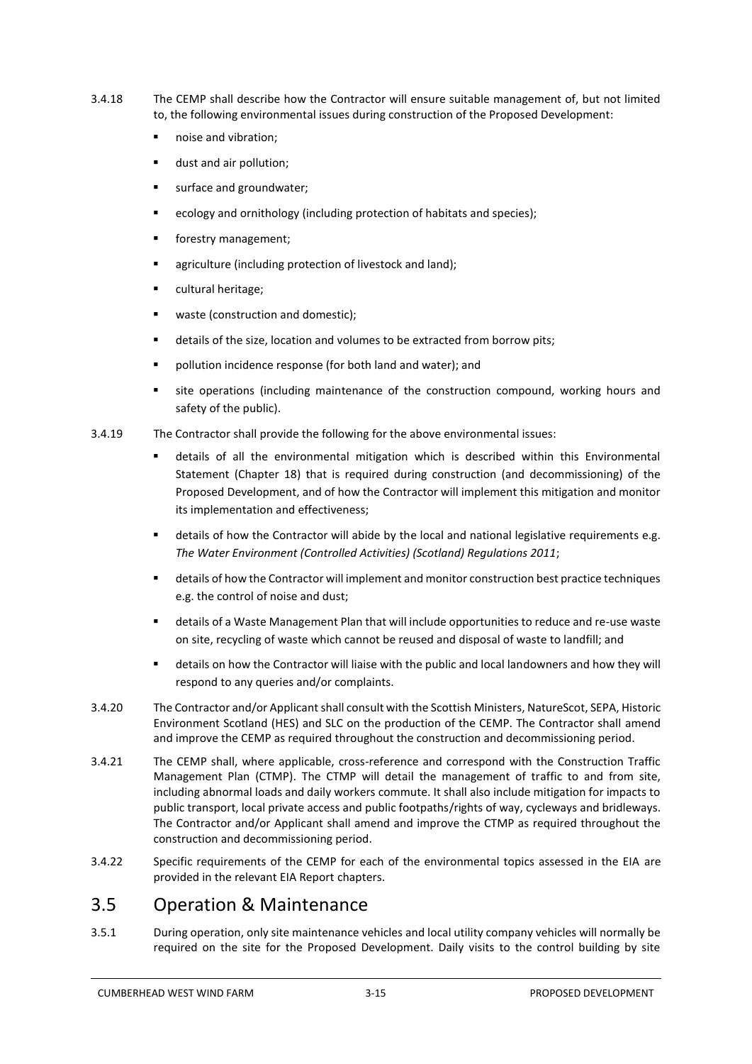3.4.18 The CEMP shall describe how the Contractor will ensure suitable management of, but not limited to, the following environmental issues during construction of the Proposed Development:

- noise and vibration;
- dust and air pollution;
- surface and groundwater;
- ecology and ornithology (including protection of habitats and species);
- forestry management;
- agriculture (including protection of livestock and land);
- cultural heritage;
- waste (construction and domestic);
- details of the size, location and volumes to be extracted from borrow pits;
- pollution incidence response (for both land and water); and
- site operations (including maintenance of the construction compound, working hours and safety of the public).

3.4.19 The Contractor shall provide the following for the above environmental issues:

- details of all the environmental mitigation which is described within this Environmental Statement (Chapter 18) that is required during construction (and decommissioning) of the Proposed Development, and of how the Contractor will implement this mitigation and monitor its implementation and effectiveness;
- details of how the Contractor will abide by the local and national legislative requirements e.g. *The Water Environment (Controlled Activities) (Scotland) Regulations 2011*;
- details of how the Contractor will implement and monitor construction best practice techniques e.g. the control of noise and dust;
- details of a Waste Management Plan that will include opportunities to reduce and re-use waste on site, recycling of waste which cannot be reused and disposal of waste to landfill; and
- details on how the Contractor will liaise with the public and local landowners and how they will respond to any queries and/or complaints.

3.4.20 The Contractor and/or Applicant shall consult with the Scottish Ministers, NatureScot, SEPA, Historic Environment Scotland (HES) and SLC on the production of the CEMP. The Contractor shall amend and improve the CEMP as required throughout the construction and decommissioning period.

3.4.21 The CEMP shall, where applicable, cross-reference and correspond with the Construction Traffic Management Plan (CTMP). The CTMP will detail the management of traffic to and from site, including abnormal loads and daily workers commute. It shall also include mitigation for impacts to public transport, local private access and public footpaths/rights of way, cycleways and bridleways. The Contractor and/or Applicant shall amend and improve the CTMP as required throughout the construction and decommissioning period.

3.4.22 Specific requirements of the CEMP for each of the environmental topics assessed in the EIA are provided in the relevant EIA Report chapters.

## 3.5 Operation & Maintenance

3.5.1 During operation, only site maintenance vehicles and local utility company vehicles will normally be required on the site for the Proposed Development. Daily visits to the control building by site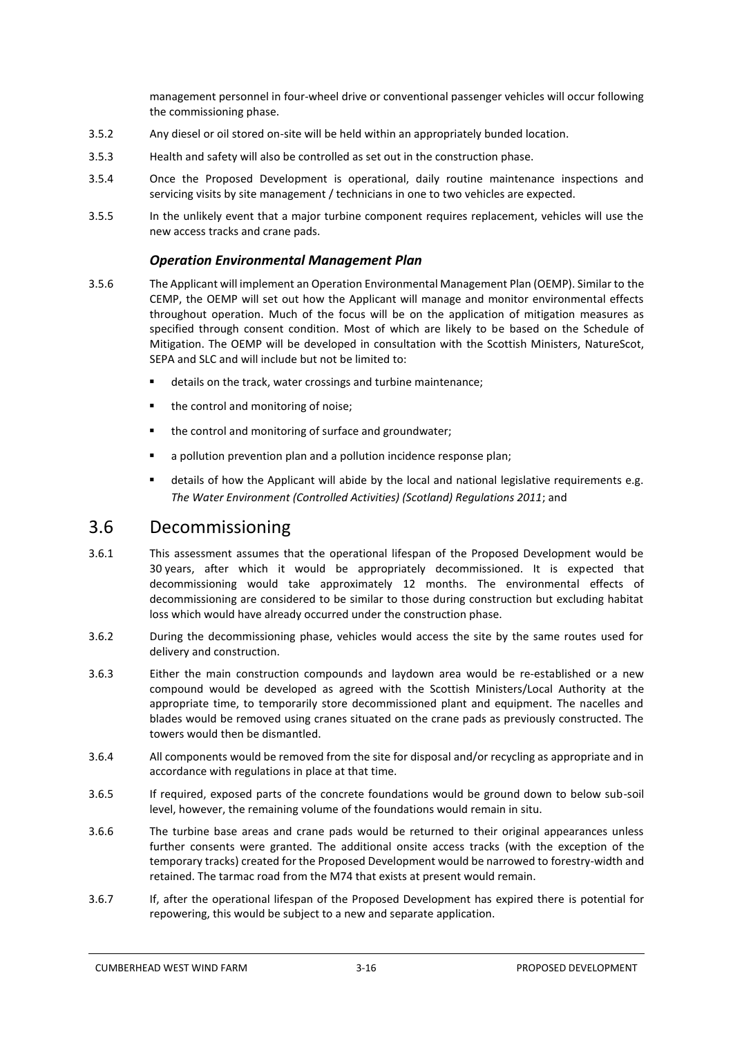management personnel in four-wheel drive or conventional passenger vehicles will occur following the commissioning phase.

3.5.2 Any diesel or oil stored on-site will be held within an appropriately bunded location.

3.5.3 Health and safety will also be controlled as set out in the construction phase.

3.5.4 Once the Proposed Development is operational, daily routine maintenance inspections and servicing visits by site management / technicians in one to two vehicles are expected.

3.5.5 In the unlikely event that a major turbine component requires replacement, vehicles will use the new access tracks and crane pads.

### *Operation Environmental Management Plan*

3.5.6 The Applicant will implement an Operation Environmental Management Plan (OEMP). Similar to the CEMP, the OEMP will set out how the Applicant will manage and monitor environmental effects throughout operation. Much of the focus will be on the application of mitigation measures as specified through consent condition. Most of which are likely to be based on the Schedule of Mitigation. The OEMP will be developed in consultation with the Scottish Ministers, NatureScot, SEPA and SLC and will include but not be limited to:

- details on the track, water crossings and turbine maintenance;
- the control and monitoring of noise;
- the control and monitoring of surface and groundwater;
- a pollution prevention plan and a pollution incidence response plan;
- details of how the Applicant will abide by the local and national legislative requirements e.g. *The Water Environment (Controlled Activities) (Scotland) Regulations 2011*; and

## 3.6 Decommissioning

3.6.1 This assessment assumes that the operational lifespan of the Proposed Development would be 30 years, after which it would be appropriately decommissioned. It is expected that decommissioning would take approximately 12 months. The environmental effects of decommissioning are considered to be similar to those during construction but excluding habitat loss which would have already occurred under the construction phase.

3.6.2 During the decommissioning phase, vehicles would access the site by the same routes used for delivery and construction.

3.6.3 Either the main construction compounds and laydown area would be re-established or a new compound would be developed as agreed with the Scottish Ministers/Local Authority at the appropriate time, to temporarily store decommissioned plant and equipment. The nacelles and blades would be removed using cranes situated on the crane pads as previously constructed. The towers would then be dismantled.

3.6.4 All components would be removed from the site for disposal and/or recycling as appropriate and in accordance with regulations in place at that time.

3.6.5 If required, exposed parts of the concrete foundations would be ground down to below sub-soil level, however, the remaining volume of the foundations would remain in situ.

3.6.6 The turbine base areas and crane pads would be returned to their original appearances unless further consents were granted. The additional onsite access tracks (with the exception of the temporary tracks) created for the Proposed Development would be narrowed to forestry-width and retained. The tarmac road from the M74 that exists at present would remain.

3.6.7 If, after the operational lifespan of the Proposed Development has expired there is potential for repowering, this would be subject to a new and separate application.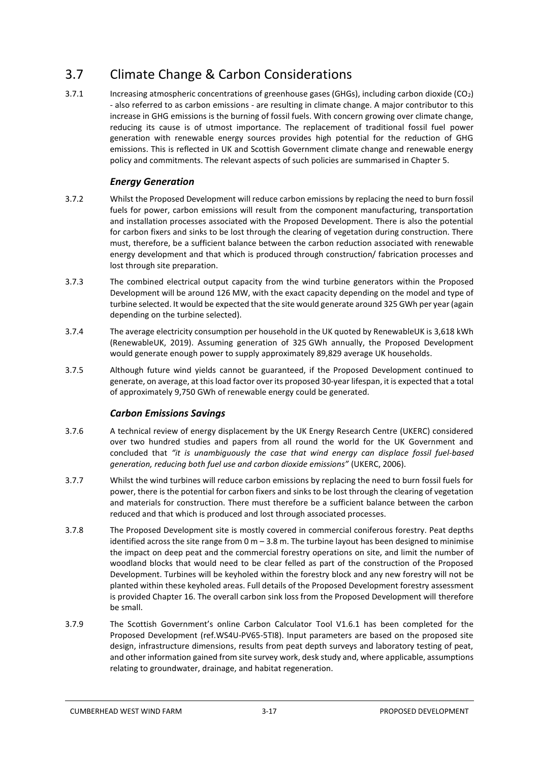## 3.7 Climate Change & Carbon Considerations

3.7.1 Increasing atmospheric concentrations of greenhouse gases (GHGs), including carbon dioxide ($CO_2$) - also referred to as carbon emissions - are resulting in climate change. A major contributor to this increase in GHG emissions is the burning of fossil fuels. With concern growing over climate change, reducing its cause is of utmost importance. The replacement of traditional fossil fuel power generation with renewable energy sources provides high potential for the reduction of GHG emissions. This is reflected in UK and Scottish Government climate change and renewable energy policy and commitments. The relevant aspects of such policies are summarised in Chapter 5.

### *Energy Generation*

3.7.2 Whilst the Proposed Development will reduce carbon emissions by replacing the need to burn fossil fuels for power, carbon emissions will result from the component manufacturing, transportation and installation processes associated with the Proposed Development. There is also the potential for carbon fixers and sinks to be lost through the clearing of vegetation during construction. There must, therefore, be a sufficient balance between the carbon reduction associated with renewable energy development and that which is produced through construction/ fabrication processes and lost through site preparation.

3.7.3 The combined electrical output capacity from the wind turbine generators within the Proposed Development will be around 126 MW, with the exact capacity depending on the model and type of turbine selected. It would be expected that the site would generate around 325 GWh per year (again depending on the turbine selected).

3.7.4 The average electricity consumption per household in the UK quoted by RenewableUK is 3,618 kWh (RenewableUK, 2019). Assuming generation of 325 GWh annually, the Proposed Development would generate enough power to supply approximately 89,829 average UK households.

3.7.5 Although future wind yields cannot be guaranteed, if the Proposed Development continued to generate, on average, at this load factor over its proposed 30-year lifespan, it is expected that a total of approximately 9,750 GWh of renewable energy could be generated.

### *Carbon Emissions Savings*

3.7.6 A technical review of energy displacement by the UK Energy Research Centre (UKERC) considered over two hundred studies and papers from all round the world for the UK Government and concluded that *"it is unambiguously the case that wind energy can displace fossil fuel-based generation, reducing both fuel use and carbon dioxide emissions"* (UKERC, 2006).

3.7.7 Whilst the wind turbines will reduce carbon emissions by replacing the need to burn fossil fuels for power, there is the potential for carbon fixers and sinks to be lost through the clearing of vegetation and materials for construction. There must therefore be a sufficient balance between the carbon reduced and that which is produced and lost through associated processes.

3.7.8 The Proposed Development site is mostly covered in commercial coniferous forestry. Peat depths identified across the site range from 0 m – 3.8 m. The turbine layout has been designed to minimise the impact on deep peat and the commercial forestry operations on site, and limit the number of woodland blocks that would need to be clear felled as part of the construction of the Proposed Development. Turbines will be keyholed within the forestry block and any new forestry will not be planted within these keyholed areas. Full details of the Proposed Development forestry assessment is provided Chapter 16. The overall carbon sink loss from the Proposed Development will therefore be small.

3.7.9 The Scottish Government's online Carbon Calculator Tool V1.6.1 has been completed for the Proposed Development (ref.WS4U-PV65-5TI8). Input parameters are based on the proposed site design, infrastructure dimensions, results from peat depth surveys and laboratory testing of peat, and other information gained from site survey work, desk study and, where applicable, assumptions relating to groundwater, drainage, and habitat regeneration.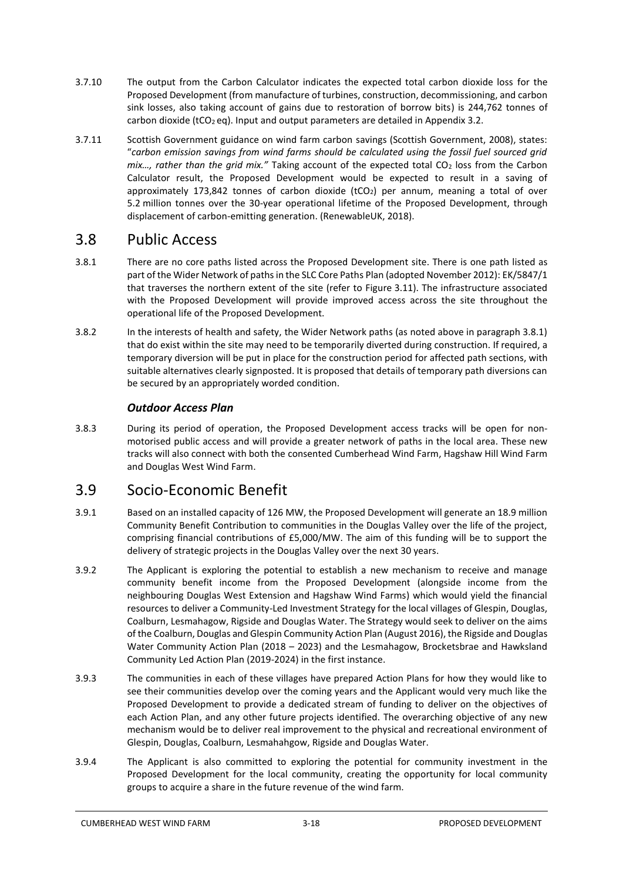3.7.10 The output from the Carbon Calculator indicates the expected total carbon dioxide loss for the Proposed Development (from manufacture of turbines, construction, decommissioning, and carbon sink losses, also taking account of gains due to restoration of borrow bits) is 244,762 tonnes of carbon dioxide ($tCO_2$ eq). Input and output parameters are detailed in Appendix 3.2.

3.7.11 Scottish Government guidance on wind farm carbon savings (Scottish Government, 2008), states: "*carbon emission savings from wind farms should be calculated using the fossil fuel sourced grid mix…, rather than the grid mix.*" Taking account of the expected total $CO_2$ loss from the Carbon Calculator result, the Proposed Development would be expected to result in a saving of approximately 173,842 tonnes of carbon dioxide ($tCO_2$) per annum, meaning a total of over 5.2 million tonnes over the 30-year operational lifetime of the Proposed Development, through displacement of carbon-emitting generation. (RenewableUK, 2018).

## 3.8 Public Access

3.8.1 There are no core paths listed across the Proposed Development site. There is one path listed as part of the Wider Network of paths in the SLC Core Paths Plan (adopted November 2012): EK/5847/1 that traverses the northern extent of the site (refer to Figure 3.11). The infrastructure associated with the Proposed Development will provide improved access across the site throughout the operational life of the Proposed Development.

3.8.2 In the interests of health and safety, the Wider Network paths (as noted above in paragraph 3.8.1) that do exist within the site may need to be temporarily diverted during construction. If required, a temporary diversion will be put in place for the construction period for affected path sections, with suitable alternatives clearly signposted. It is proposed that details of temporary path diversions can be secured by an appropriately worded condition.

### *Outdoor Access Plan*

3.8.3 During its period of operation, the Proposed Development access tracks will be open for non-motorised public access and will provide a greater network of paths in the local area. These new tracks will also connect with both the consented Cumberhead Wind Farm, Hagshaw Hill Wind Farm and Douglas West Wind Farm.

## 3.9 Socio-Economic Benefit

3.9.1 Based on an installed capacity of 126 MW, the Proposed Development will generate an 18.9 million Community Benefit Contribution to communities in the Douglas Valley over the life of the project, comprising financial contributions of £5,000/MW. The aim of this funding will be to support the delivery of strategic projects in the Douglas Valley over the next 30 years.

3.9.2 The Applicant is exploring the potential to establish a new mechanism to receive and manage community benefit income from the Proposed Development (alongside income from the neighbouring Douglas West Extension and Hagshaw Wind Farms) which would yield the financial resources to deliver a Community-Led Investment Strategy for the local villages of Glespin, Douglas, Coalburn, Lesmahagow, Rigside and Douglas Water. The Strategy would seek to deliver on the aims of the Coalburn, Douglas and Glespin Community Action Plan (August 2016), the Rigside and Douglas Water Community Action Plan (2018 – 2023) and the Lesmahagow, Brocketsbrae and Hawksland Community Led Action Plan (2019-2024) in the first instance.

3.9.3 The communities in each of these villages have prepared Action Plans for how they would like to see their communities develop over the coming years and the Applicant would very much like the Proposed Development to provide a dedicated stream of funding to deliver on the objectives of each Action Plan, and any other future projects identified. The overarching objective of any new mechanism would be to deliver real improvement to the physical and recreational environment of Glespin, Douglas, Coalburn, Lesmahahgow, Rigside and Douglas Water.

3.9.4 The Applicant is also committed to exploring the potential for community investment in the Proposed Development for the local community, creating the opportunity for local community groups to acquire a share in the future revenue of the wind farm.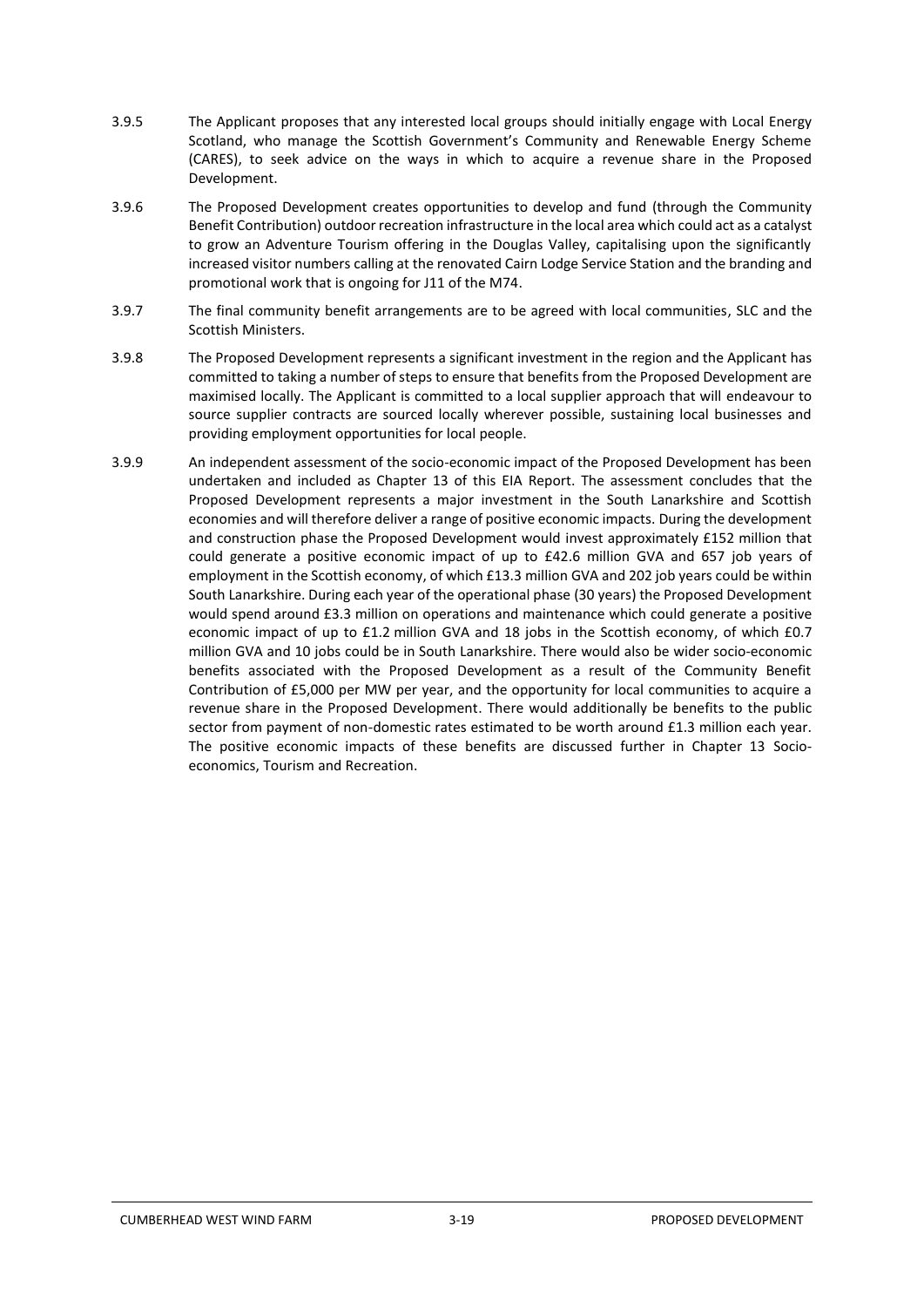3.9.5 The Applicant proposes that any interested local groups should initially engage with Local Energy Scotland, who manage the Scottish Government's Community and Renewable Energy Scheme (CARES), to seek advice on the ways in which to acquire a revenue share in the Proposed Development.

3.9.6 The Proposed Development creates opportunities to develop and fund (through the Community Benefit Contribution) outdoor recreation infrastructure in the local area which could act as a catalyst to grow an Adventure Tourism offering in the Douglas Valley, capitalising upon the significantly increased visitor numbers calling at the renovated Cairn Lodge Service Station and the branding and promotional work that is ongoing for J11 of the M74.

3.9.7 The final community benefit arrangements are to be agreed with local communities, SLC and the Scottish Ministers.

3.9.8 The Proposed Development represents a significant investment in the region and the Applicant has committed to taking a number of steps to ensure that benefits from the Proposed Development are maximised locally. The Applicant is committed to a local supplier approach that will endeavour to source supplier contracts are sourced locally wherever possible, sustaining local businesses and providing employment opportunities for local people.

3.9.9 An independent assessment of the socio-economic impact of the Proposed Development has been undertaken and included as Chapter 13 of this EIA Report. The assessment concludes that the Proposed Development represents a major investment in the South Lanarkshire and Scottish economies and will therefore deliver a range of positive economic impacts. During the development and construction phase the Proposed Development would invest approximately £152 million that could generate a positive economic impact of up to £42.6 million GVA and 657 job years of employment in the Scottish economy, of which £13.3 million GVA and 202 job years could be within South Lanarkshire. During each year of the operational phase (30 years) the Proposed Development would spend around £3.3 million on operations and maintenance which could generate a positive economic impact of up to £1.2 million GVA and 18 jobs in the Scottish economy, of which £0.7 million GVA and 10 jobs could be in South Lanarkshire. There would also be wider socio-economic benefits associated with the Proposed Development as a result of the Community Benefit Contribution of £5,000 per MW per year, and the opportunity for local communities to acquire a revenue share in the Proposed Development. There would additionally be benefits to the public sector from payment of non-domestic rates estimated to be worth around £1.3 million each year. The positive economic impacts of these benefits are discussed further in Chapter 13 Socio-economics, Tourism and Recreation.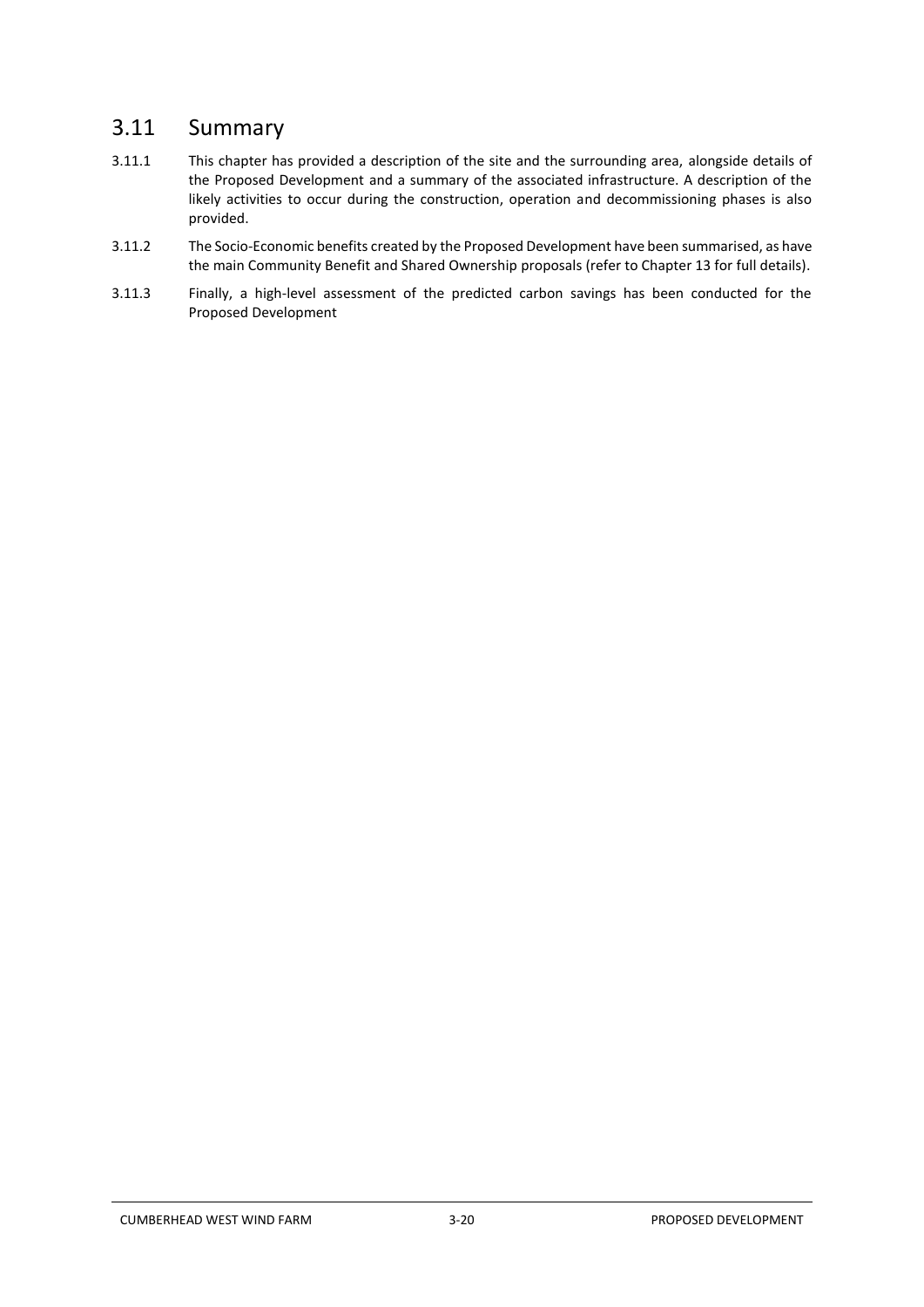## 3.11 Summary

3.11.1 This chapter has provided a description of the site and the surrounding area, alongside details of the Proposed Development and a summary of the associated infrastructure. A description of the likely activities to occur during the construction, operation and decommissioning phases is also provided.

3.11.2 The Socio-Economic benefits created by the Proposed Development have been summarised, as have the main Community Benefit and Shared Ownership proposals (refer to Chapter 13 for full details).

3.11.3 Finally, a high-level assessment of the predicted carbon savings has been conducted for the Proposed Development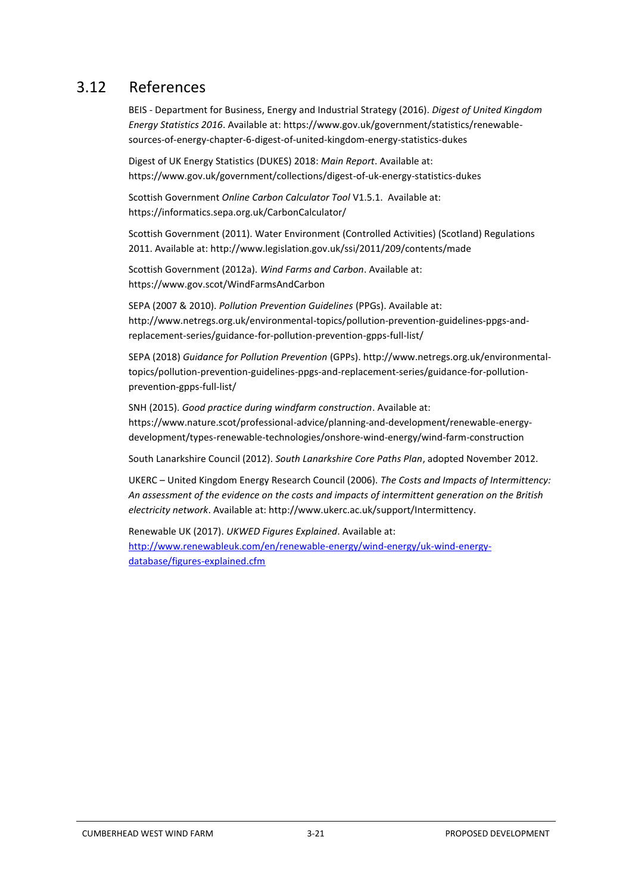## 3.12 References

BEIS - Department for Business, Energy and Industrial Strategy (2016). *Digest of United Kingdom Energy Statistics 2016*. Available at: https://www.gov.uk/government/statistics/renewable-sources-of-energy-chapter-6-digest-of-united-kingdom-energy-statistics-dukes

Digest of UK Energy Statistics (DUKES) 2018: *Main Report*. Available at: https://www.gov.uk/government/collections/digest-of-uk-energy-statistics-dukes

Scottish Government *Online Carbon Calculator Tool* V1.5.1. Available at: https://informatics.sepa.org.uk/CarbonCalculator/

Scottish Government (2011). Water Environment (Controlled Activities) (Scotland) Regulations 2011. Available at: http://www.legislation.gov.uk/ssi/2011/209/contents/made

Scottish Government (2012a). *Wind Farms and Carbon*. Available at: https://www.gov.scot/WindFarmsAndCarbon

SEPA (2007 & 2010). *Pollution Prevention Guidelines* (PPGs). Available at: http://www.netregs.org.uk/environmental-topics/pollution-prevention-guidelines-ppgs-and-replacement-series/guidance-for-pollution-prevention-gpps-full-list/

SEPA (2018) *Guidance for Pollution Prevention* (GPPs). http://www.netregs.org.uk/environmental-topics/pollution-prevention-guidelines-ppgs-and-replacement-series/guidance-for-pollution-prevention-gpps-full-list/

SNH (2015). *Good practice during windfarm construction*. Available at: https://www.nature.scot/professional-advice/planning-and-development/renewable-energy-development/types-renewable-technologies/onshore-wind-energy/wind-farm-construction

South Lanarkshire Council (2012). *South Lanarkshire Core Paths Plan*, adopted November 2012.

UKERC – United Kingdom Energy Research Council (2006). *The Costs and Impacts of Intermittency: An assessment of the evidence on the costs and impacts of intermittent generation on the British electricity network*. Available at: http://www.ukerc.ac.uk/support/Intermittency.

Renewable UK (2017). *UKWED Figures Explained*. Available at: http://www.renewableuk.com/en/renewable-energy/wind-energy/uk-wind-energy-database/figures-explained.cfm